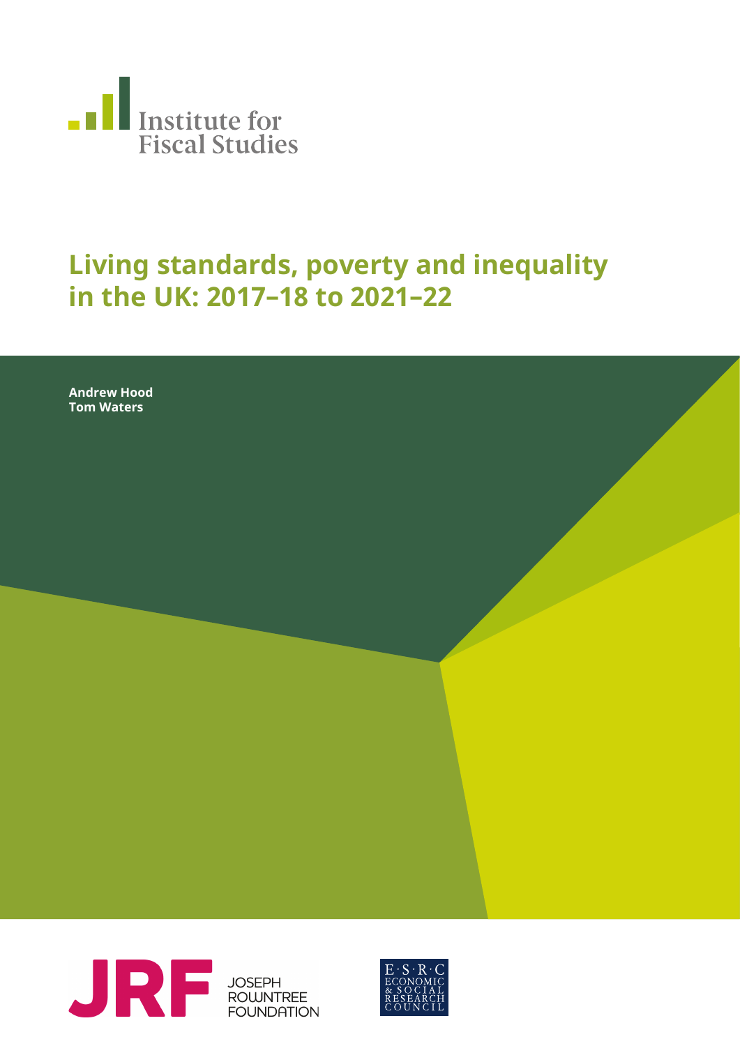Institute for Fiscal Studies

# Living standards, poverty and inequality in the UK: 2017–18 to 2021–22

**Andrew Hood**
**Tom Waters**

JOSEPH ROWNTREE FOUNDATION

E·S·R·C ECONOMIC & SOCIAL RESEARCH COUNCIL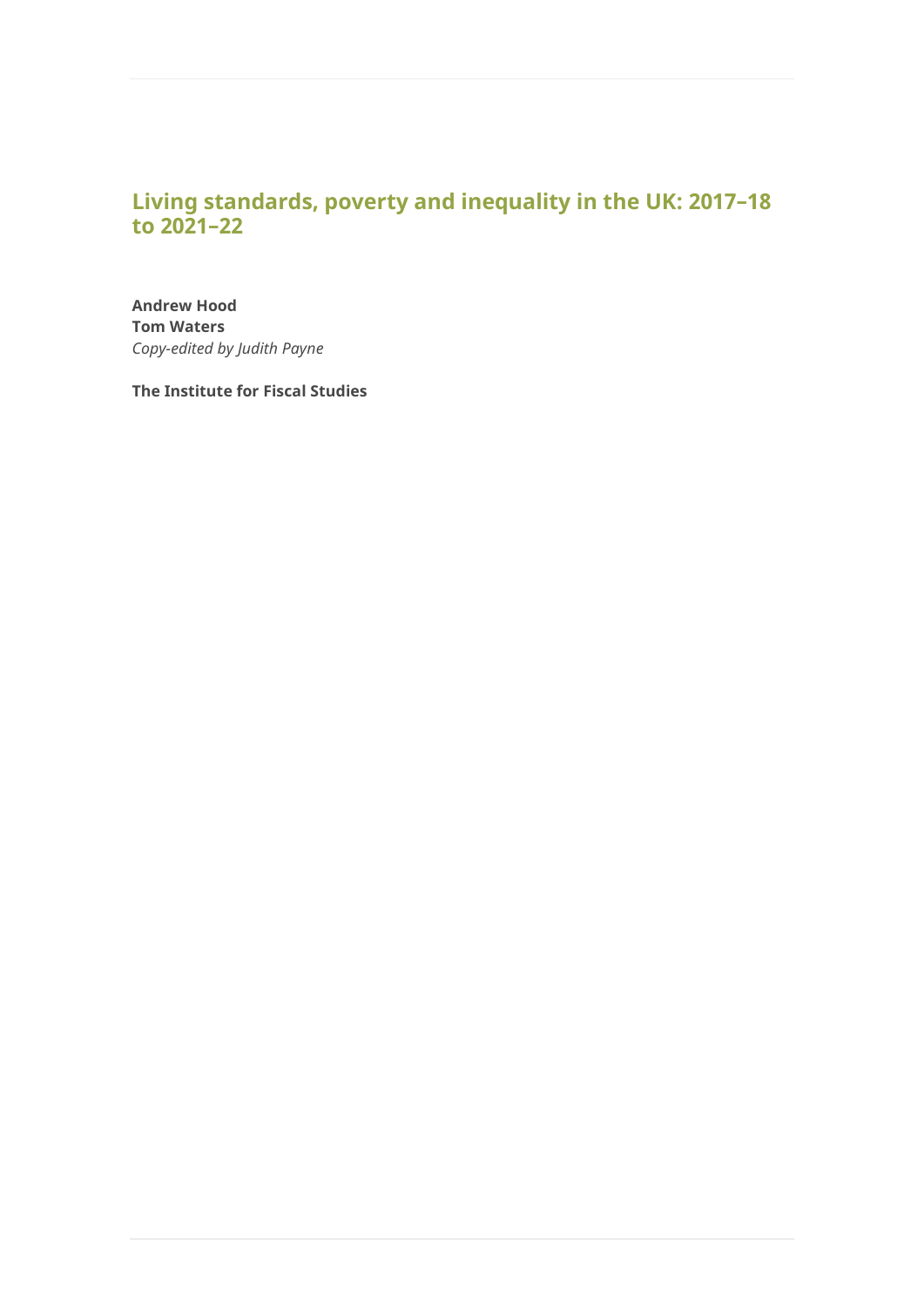# Living standards, poverty and inequality in the UK: 2017–18 to 2021–22

**Andrew Hood**
**Tom Waters**
*Copy-edited by Judith Payne*

**The Institute for Fiscal Studies**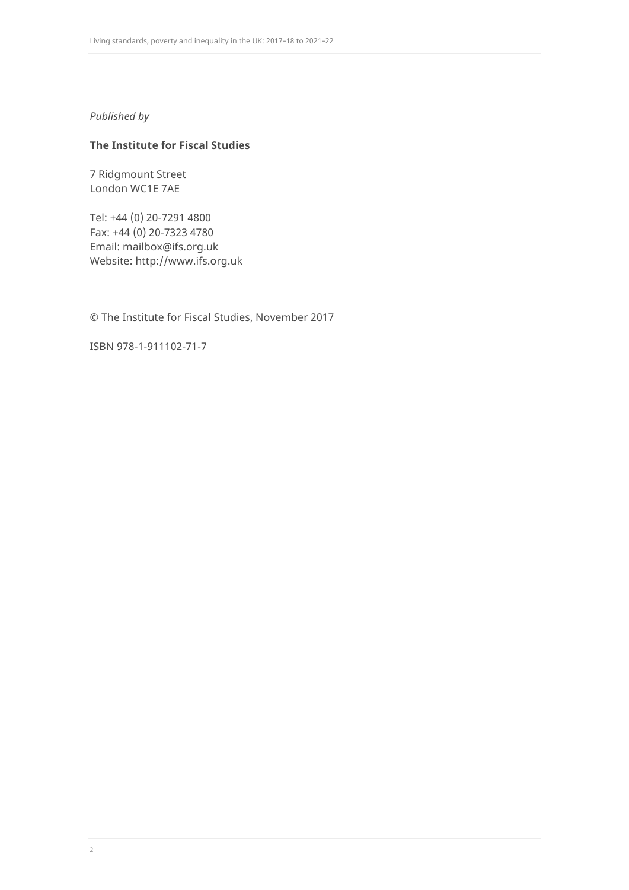*Published by*

**The Institute for Fiscal Studies**

7 Ridgmount Street
London WC1E 7AE

Tel: +44 (0) 20-7291 4800
Fax: +44 (0) 20-7323 4780
Email: mailbox@ifs.org.uk
Website: http://www.ifs.org.uk

© The Institute for Fiscal Studies, November 2017

ISBN 978-1-911102-71-7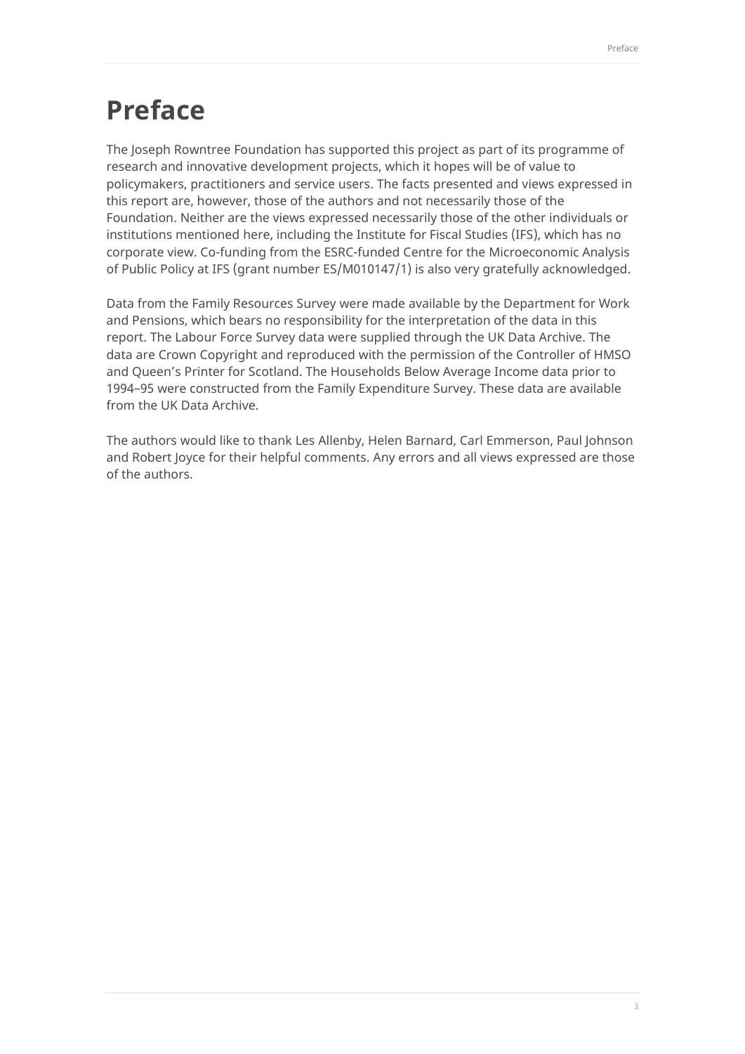# Preface

The Joseph Rowntree Foundation has supported this project as part of its programme of research and innovative development projects, which it hopes will be of value to policymakers, practitioners and service users. The facts presented and views expressed in this report are, however, those of the authors and not necessarily those of the Foundation. Neither are the views expressed necessarily those of the other individuals or institutions mentioned here, including the Institute for Fiscal Studies (IFS), which has no corporate view. Co-funding from the ESRC-funded Centre for the Microeconomic Analysis of Public Policy at IFS (grant number ES/M010147/1) is also very gratefully acknowledged.

Data from the Family Resources Survey were made available by the Department for Work and Pensions, which bears no responsibility for the interpretation of the data in this report. The Labour Force Survey data were supplied through the UK Data Archive. The data are Crown Copyright and reproduced with the permission of the Controller of HMSO and Queen's Printer for Scotland. The Households Below Average Income data prior to 1994–95 were constructed from the Family Expenditure Survey. These data are available from the UK Data Archive.

The authors would like to thank Les Allenby, Helen Barnard, Carl Emmerson, Paul Johnson and Robert Joyce for their helpful comments. Any errors and all views expressed are those of the authors.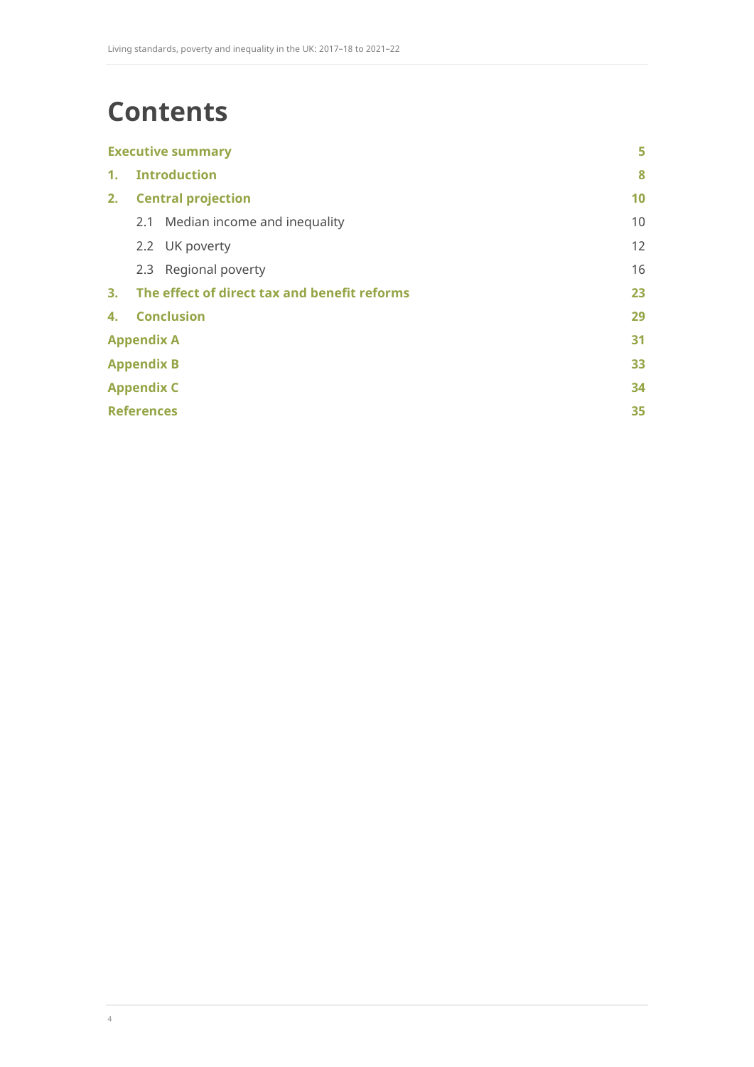# Contents

| | |
|---|---|
| **Executive summary** | **5** |
| **1. Introduction** | **8** |
| **2. Central projection** | **10** |
| 2.1 Median income and inequality | 10 |
| 2.2 UK poverty | 12 |
| 2.3 Regional poverty | 16 |
| **3. The effect of direct tax and benefit reforms** | **23** |
| **4. Conclusion** | **29** |
| **Appendix A** | **31** |
| **Appendix B** | **33** |
| **Appendix C** | **34** |
| **References** | **35** |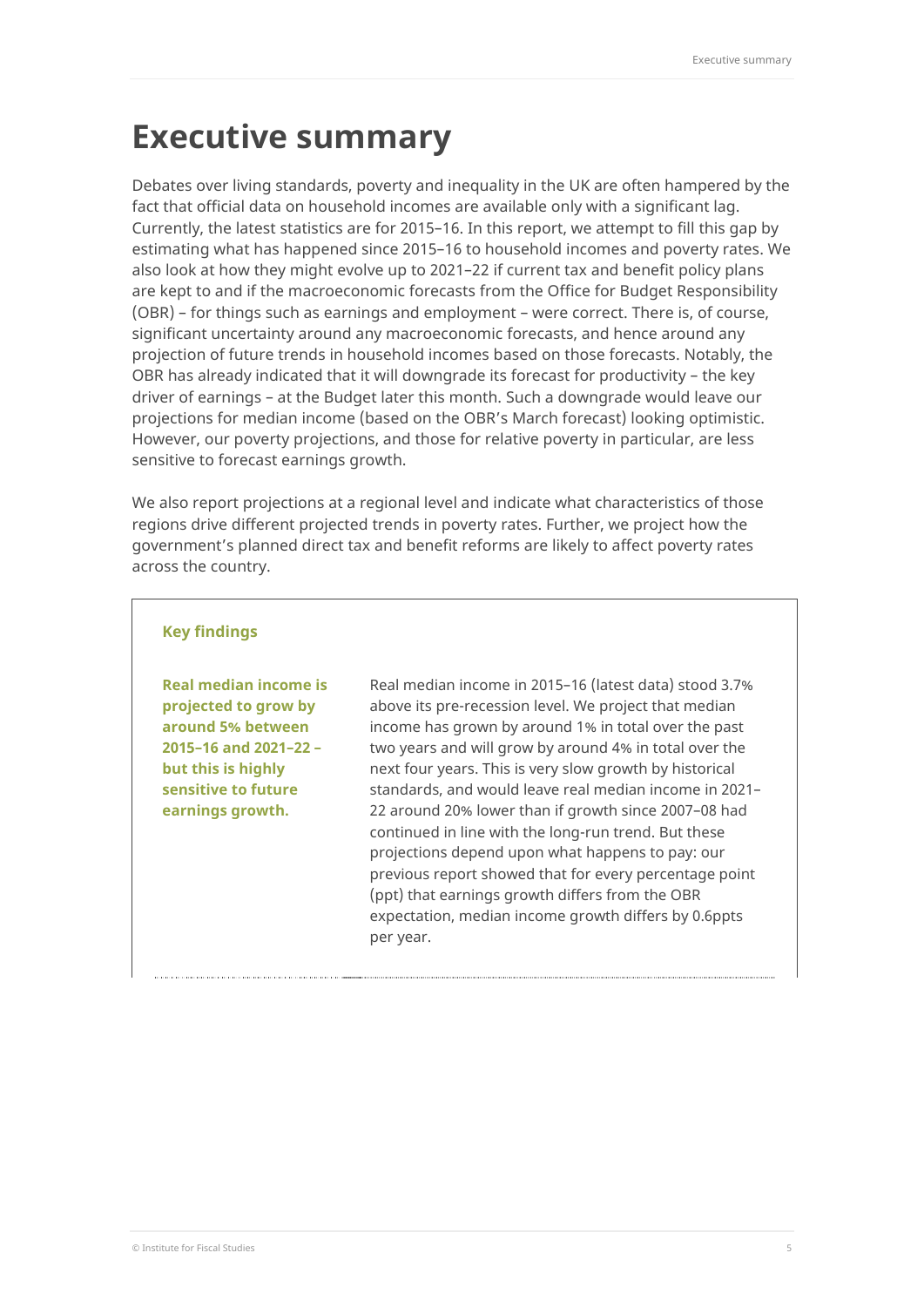# Executive summary

Debates over living standards, poverty and inequality in the UK are often hampered by the fact that official data on household incomes are available only with a significant lag. Currently, the latest statistics are for 2015–16. In this report, we attempt to fill this gap by estimating what has happened since 2015–16 to household incomes and poverty rates. We also look at how they might evolve up to 2021–22 if current tax and benefit policy plans are kept to and if the macroeconomic forecasts from the Office for Budget Responsibility (OBR) – for things such as earnings and employment – were correct. There is, of course, significant uncertainty around any macroeconomic forecasts, and hence around any projection of future trends in household incomes based on those forecasts. Notably, the OBR has already indicated that it will downgrade its forecast for productivity – the key driver of earnings – at the Budget later this month. Such a downgrade would leave our projections for median income (based on the OBR's March forecast) looking optimistic. However, our poverty projections, and those for relative poverty in particular, are less sensitive to forecast earnings growth.

We also report projections at a regional level and indicate what characteristics of those regions drive different projected trends in poverty rates. Further, we project how the government's planned direct tax and benefit reforms are likely to affect poverty rates across the country.

## Key findings

**Real median income is projected to grow by around 5% between 2015–16 and 2021–22 – but this is highly sensitive to future earnings growth.**

Real median income in 2015–16 (latest data) stood 3.7% above its pre-recession level. We project that median income has grown by around 1% in total over the past two years and will grow by around 4% in total over the next four years. This is very slow growth by historical standards, and would leave real median income in 2021–22 around 20% lower than if growth since 2007–08 had continued in line with the long-run trend. But these projections depend upon what happens to pay: our previous report showed that for every percentage point (ppt) that earnings growth differs from the OBR expectation, median income growth differs by 0.6ppts per year.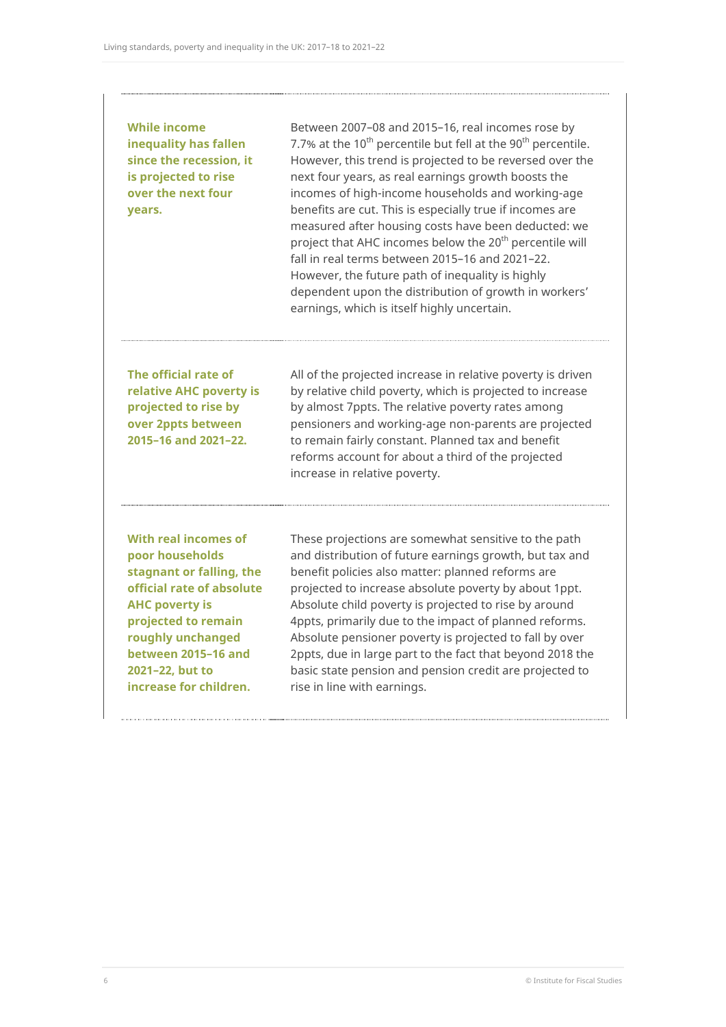**While income inequality has fallen since the recession, it is projected to rise over the next four years.**

Between 2007–08 and 2015–16, real incomes rose by 7.7% at the 10th percentile but fell at the 90th percentile. However, this trend is projected to be reversed over the next four years, as real earnings growth boosts the incomes of high-income households and working-age benefits are cut. This is especially true if incomes are measured after housing costs have been deducted: we project that AHC incomes below the 20th percentile will fall in real terms between 2015–16 and 2021–22. However, the future path of inequality is highly dependent upon the distribution of growth in workers' earnings, which is itself highly uncertain.

**The official rate of relative AHC poverty is projected to rise by over 2ppts between 2015–16 and 2021–22.**

All of the projected increase in relative poverty is driven by relative child poverty, which is projected to increase by almost 7ppts. The relative poverty rates among pensioners and working-age non-parents are projected to remain fairly constant. Planned tax and benefit reforms account for about a third of the projected increase in relative poverty.

**With real incomes of poor households stagnant or falling, the official rate of absolute AHC poverty is projected to remain roughly unchanged between 2015–16 and 2021–22, but to increase for children.**

These projections are somewhat sensitive to the path and distribution of future earnings growth, but tax and benefit policies also matter: planned reforms are projected to increase absolute poverty by about 1ppt. Absolute child poverty is projected to rise by around 4ppts, primarily due to the impact of planned reforms. Absolute pensioner poverty is projected to fall by over 2ppts, due in large part to the fact that beyond 2018 the basic state pension and pension credit are projected to rise in line with earnings.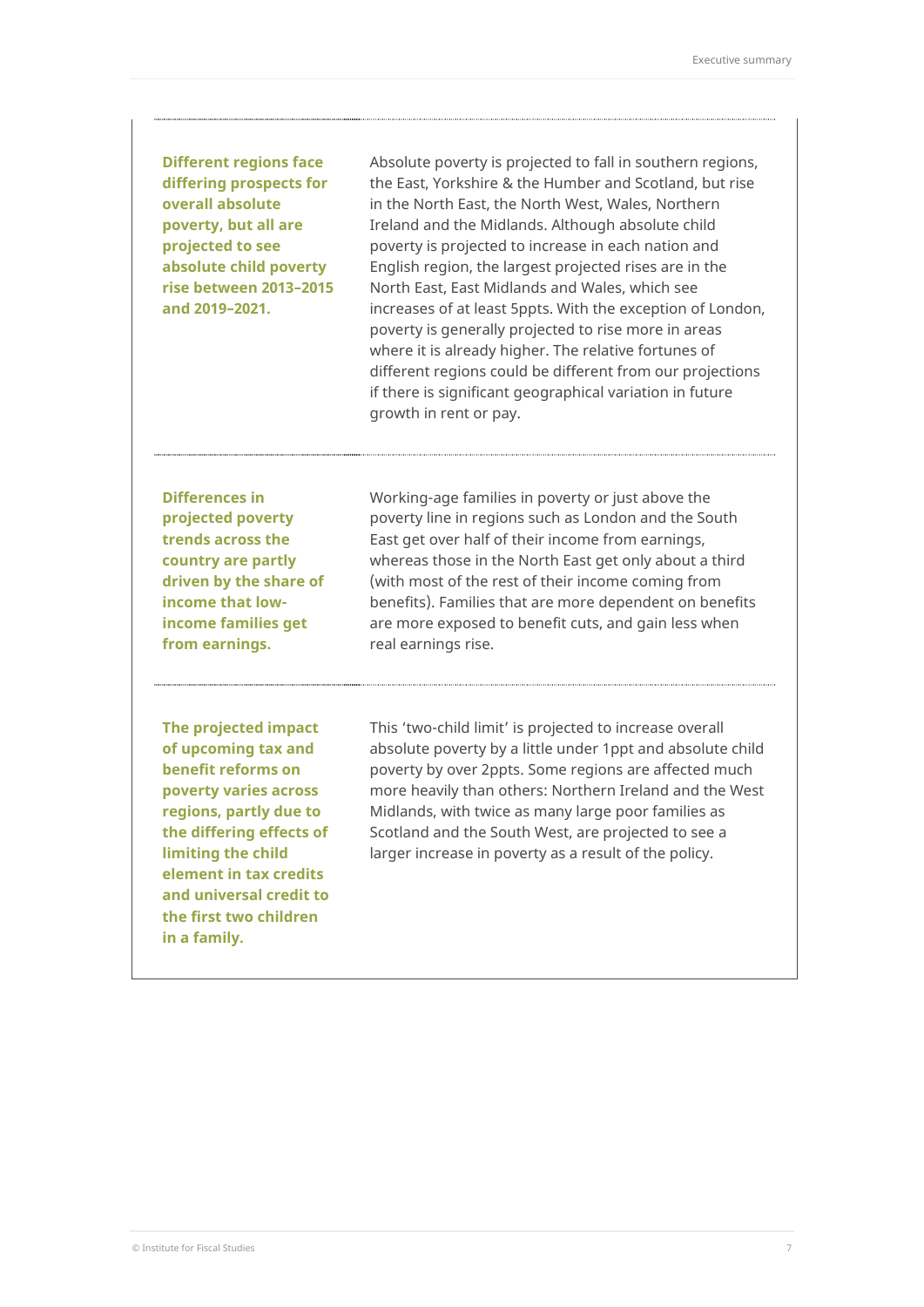**Different regions face differing prospects for overall absolute poverty, but all are projected to see absolute child poverty rise between 2013–2015 and 2019–2021.**

Absolute poverty is projected to fall in southern regions, the East, Yorkshire & the Humber and Scotland, but rise in the North East, the North West, Wales, Northern Ireland and the Midlands. Although absolute child poverty is projected to increase in each nation and English region, the largest projected rises are in the North East, East Midlands and Wales, which see increases of at least 5ppts. With the exception of London, poverty is generally projected to rise more in areas where it is already higher. The relative fortunes of different regions could be different from our projections if there is significant geographical variation in future growth in rent or pay.

---

**Differences in projected poverty trends across the country are partly driven by the share of income that low-income families get from earnings.**

Working-age families in poverty or just above the poverty line in regions such as London and the South East get over half of their income from earnings, whereas those in the North East get only about a third (with most of the rest of their income coming from benefits). Families that are more dependent on benefits are more exposed to benefit cuts, and gain less when real earnings rise.

---

**The projected impact of upcoming tax and benefit reforms on poverty varies across regions, partly due to the differing effects of limiting the child element in tax credits and universal credit to the first two children in a family.**

This 'two-child limit' is projected to increase overall absolute poverty by a little under 1ppt and absolute child poverty by over 2ppts. Some regions are affected much more heavily than others: Northern Ireland and the West Midlands, with twice as many large poor families as Scotland and the South West, are projected to see a larger increase in poverty as a result of the policy.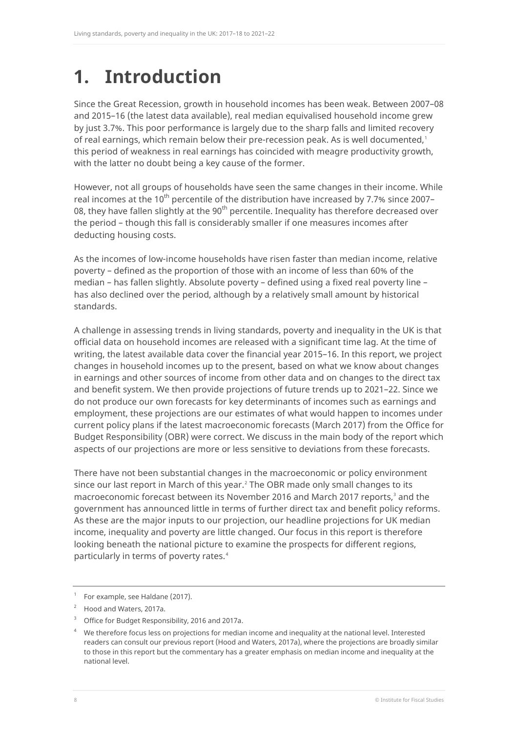# 1. Introduction

Since the Great Recession, growth in household incomes has been weak. Between 2007–08 and 2015–16 (the latest data available), real median equivalised household income grew by just 3.7%. This poor performance is largely due to the sharp falls and limited recovery of real earnings, which remain below their pre-recession peak. As is well documented,[1] this period of weakness in real earnings has coincided with meagre productivity growth, with the latter no doubt being a key cause of the former.

However, not all groups of households have seen the same changes in their income. While real incomes at the 10th percentile of the distribution have increased by 7.7% since 2007–08, they have fallen slightly at the 90th percentile. Inequality has therefore decreased over the period – though this fall is considerably smaller if one measures incomes after deducting housing costs.

As the incomes of low-income households have risen faster than median income, relative poverty – defined as the proportion of those with an income of less than 60% of the median – has fallen slightly. Absolute poverty – defined using a fixed real poverty line – has also declined over the period, although by a relatively small amount by historical standards.

A challenge in assessing trends in living standards, poverty and inequality in the UK is that official data on household incomes are released with a significant time lag. At the time of writing, the latest available data cover the financial year 2015–16. In this report, we project changes in household incomes up to the present, based on what we know about changes in earnings and other sources of income from other data and on changes to the direct tax and benefit system. We then provide projections of future trends up to 2021–22. Since we do not produce our own forecasts for key determinants of incomes such as earnings and employment, these projections are our estimates of what would happen to incomes under current policy plans if the latest macroeconomic forecasts (March 2017) from the Office for Budget Responsibility (OBR) were correct. We discuss in the main body of the report which aspects of our projections are more or less sensitive to deviations from these forecasts.

There have not been substantial changes in the macroeconomic or policy environment since our last report in March of this year.[2] The OBR made only small changes to its macroeconomic forecast between its November 2016 and March 2017 reports,[3] and the government has announced little in terms of further direct tax and benefit policy reforms. As these are the major inputs to our projection, our headline projections for UK median income, inequality and poverty are little changed. Our focus in this report is therefore looking beneath the national picture to examine the prospects for different regions, particularly in terms of poverty rates.[4]

---

[1] For example, see Haldane (2017).

[2] Hood and Waters, 2017a.

[3] Office for Budget Responsibility, 2016 and 2017a.

[4] We therefore focus less on projections for median income and inequality at the national level. Interested readers can consult our previous report (Hood and Waters, 2017a), where the projections are broadly similar to those in this report but the commentary has a greater emphasis on median income and inequality at the national level.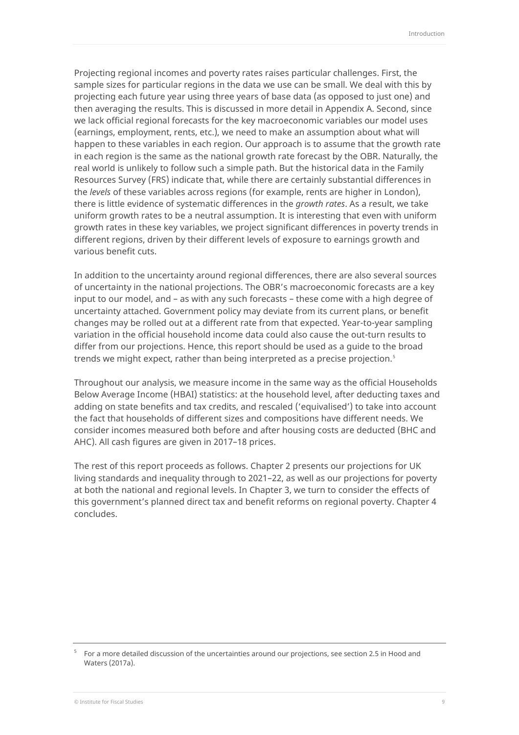Projecting regional incomes and poverty rates raises particular challenges. First, the sample sizes for particular regions in the data we use can be small. We deal with this by projecting each future year using three years of base data (as opposed to just one) and then averaging the results. This is discussed in more detail in Appendix A. Second, since we lack official regional forecasts for the key macroeconomic variables our model uses (earnings, employment, rents, etc.), we need to make an assumption about what will happen to these variables in each region. Our approach is to assume that the growth rate in each region is the same as the national growth rate forecast by the OBR. Naturally, the real world is unlikely to follow such a simple path. But the historical data in the Family Resources Survey (FRS) indicate that, while there are certainly substantial differences in the *levels* of these variables across regions (for example, rents are higher in London), there is little evidence of systematic differences in the *growth rates*. As a result, we take uniform growth rates to be a neutral assumption. It is interesting that even with uniform growth rates in these key variables, we project significant differences in poverty trends in different regions, driven by their different levels of exposure to earnings growth and various benefit cuts.

In addition to the uncertainty around regional differences, there are also several sources of uncertainty in the national projections. The OBR's macroeconomic forecasts are a key input to our model, and – as with any such forecasts – these come with a high degree of uncertainty attached. Government policy may deviate from its current plans, or benefit changes may be rolled out at a different rate from that expected. Year-to-year sampling variation in the official household income data could also cause the out-turn results to differ from our projections. Hence, this report should be used as a guide to the broad trends we might expect, rather than being interpreted as a precise projection.[5]

Throughout our analysis, we measure income in the same way as the official Households Below Average Income (HBAI) statistics: at the household level, after deducting taxes and adding on state benefits and tax credits, and rescaled ('equivalised') to take into account the fact that households of different sizes and compositions have different needs. We consider incomes measured both before and after housing costs are deducted (BHC and AHC). All cash figures are given in 2017–18 prices.

The rest of this report proceeds as follows. Chapter 2 presents our projections for UK living standards and inequality through to 2021–22, as well as our projections for poverty at both the national and regional levels. In Chapter 3, we turn to consider the effects of this government's planned direct tax and benefit reforms on regional poverty. Chapter 4 concludes.

---

[5] For a more detailed discussion of the uncertainties around our projections, see section 2.5 in Hood and Waters (2017a).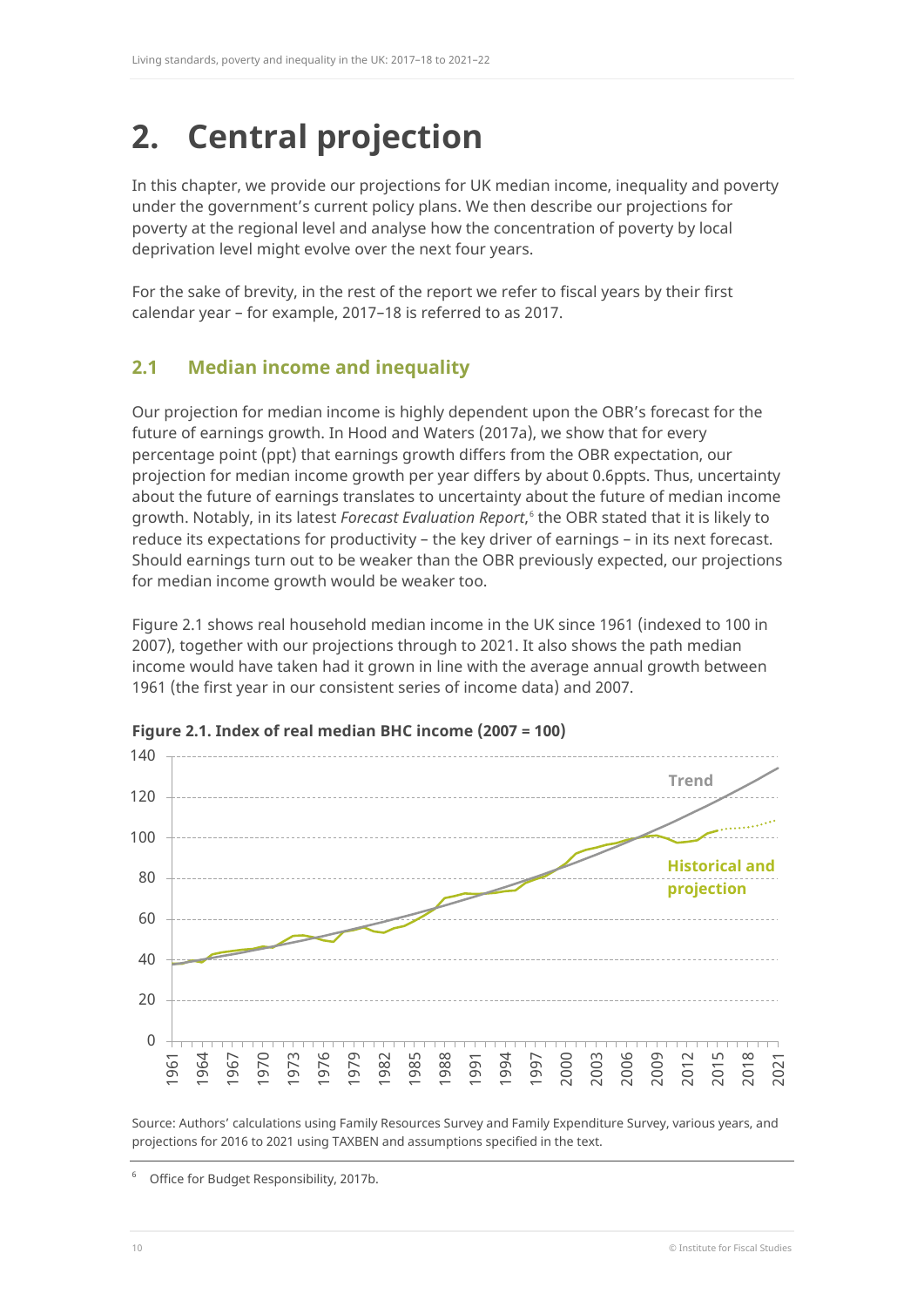# 2. Central projection

In this chapter, we provide our projections for UK median income, inequality and poverty under the government's current policy plans. We then describe our projections for poverty at the regional level and analyse how the concentration of poverty by local deprivation level might evolve over the next four years.

For the sake of brevity, in the rest of the report we refer to fiscal years by their first calendar year – for example, 2017–18 is referred to as 2017.

## 2.1 Median income and inequality

Our projection for median income is highly dependent upon the OBR's forecast for the future of earnings growth. In Hood and Waters (2017a), we show that for every percentage point (ppt) that earnings growth differs from the OBR expectation, our projection for median income growth per year differs by about 0.6ppts. Thus, uncertainty about the future of earnings translates to uncertainty about the future of median income growth. Notably, in its latest *Forecast Evaluation Report*,[6] the OBR stated that it is likely to reduce its expectations for productivity – the key driver of earnings – in its next forecast. Should earnings turn out to be weaker than the OBR previously expected, our projections for median income growth would be weaker too.

Figure 2.1 shows real household median income in the UK since 1961 (indexed to 100 in 2007), together with our projections through to 2021. It also shows the path median income would have taken had it grown in line with the average annual growth between 1961 (the first year in our consistent series of income data) and 2007.

**Figure 2.1. Index of real median BHC income (2007 = 100)**

Source: Authors' calculations using Family Resources Survey and Family Expenditure Survey, various years, and projections for 2016 to 2021 using TAXBEN and assumptions specified in the text.

---

[6] Office for Budget Responsibility, 2017b.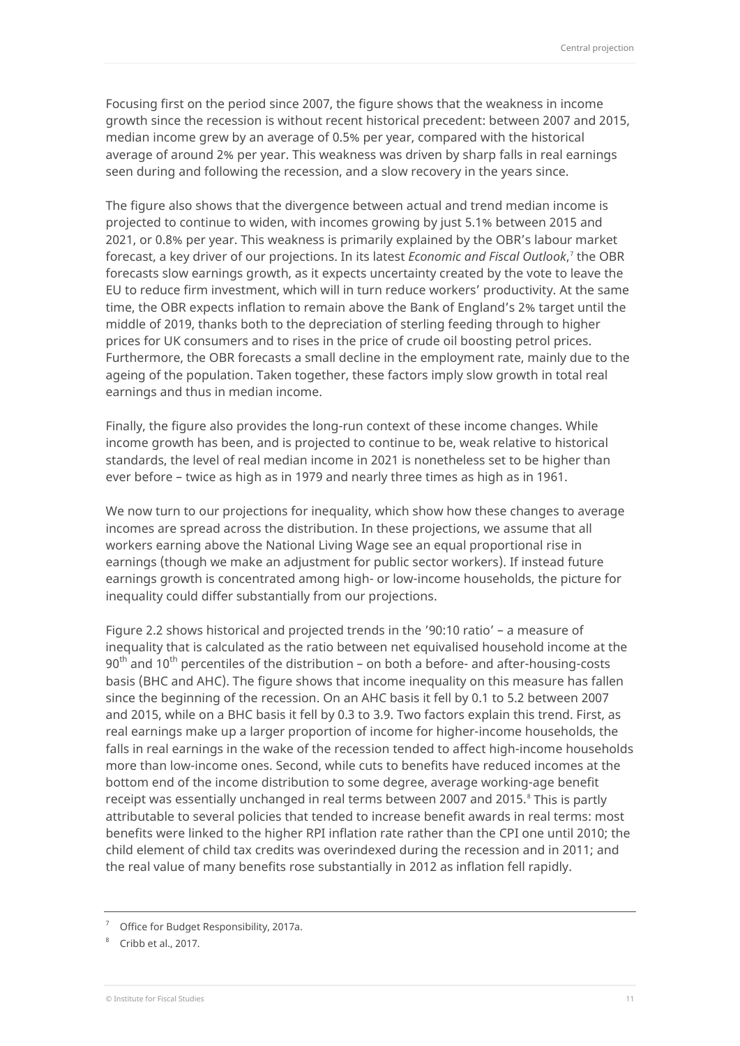Focusing first on the period since 2007, the figure shows that the weakness in income growth since the recession is without recent historical precedent: between 2007 and 2015, median income grew by an average of 0.5% per year, compared with the historical average of around 2% per year. This weakness was driven by sharp falls in real earnings seen during and following the recession, and a slow recovery in the years since.

The figure also shows that the divergence between actual and trend median income is projected to continue to widen, with incomes growing by just 5.1% between 2015 and 2021, or 0.8% per year. This weakness is primarily explained by the OBR's labour market forecast, a key driver of our projections. In its latest *Economic and Fiscal Outlook*,[7] the OBR forecasts slow earnings growth, as it expects uncertainty created by the vote to leave the EU to reduce firm investment, which will in turn reduce workers' productivity. At the same time, the OBR expects inflation to remain above the Bank of England's 2% target until the middle of 2019, thanks both to the depreciation of sterling feeding through to higher prices for UK consumers and to rises in the price of crude oil boosting petrol prices. Furthermore, the OBR forecasts a small decline in the employment rate, mainly due to the ageing of the population. Taken together, these factors imply slow growth in total real earnings and thus in median income.

Finally, the figure also provides the long-run context of these income changes. While income growth has been, and is projected to continue to be, weak relative to historical standards, the level of real median income in 2021 is nonetheless set to be higher than ever before – twice as high as in 1979 and nearly three times as high as in 1961.

We now turn to our projections for inequality, which show how these changes to average incomes are spread across the distribution. In these projections, we assume that all workers earning above the National Living Wage see an equal proportional rise in earnings (though we make an adjustment for public sector workers). If instead future earnings growth is concentrated among high- or low-income households, the picture for inequality could differ substantially from our projections.

Figure 2.2 shows historical and projected trends in the '90:10 ratio' – a measure of inequality that is calculated as the ratio between net equivalised household income at the 90th and 10th percentiles of the distribution – on both a before- and after-housing-costs basis (BHC and AHC). The figure shows that income inequality on this measure has fallen since the beginning of the recession. On an AHC basis it fell by 0.1 to 5.2 between 2007 and 2015, while on a BHC basis it fell by 0.3 to 3.9. Two factors explain this trend. First, as real earnings make up a larger proportion of income for higher-income households, the falls in real earnings in the wake of the recession tended to affect high-income households more than low-income ones. Second, while cuts to benefits have reduced incomes at the bottom end of the income distribution to some degree, average working-age benefit receipt was essentially unchanged in real terms between 2007 and 2015.[8] This is partly attributable to several policies that tended to increase benefit awards in real terms: most benefits were linked to the higher RPI inflation rate rather than the CPI one until 2010; the child element of child tax credits was overindexed during the recession and in 2011; and the real value of many benefits rose substantially in 2012 as inflation fell rapidly.

---

[7] Office for Budget Responsibility, 2017a.

[8] Cribb et al., 2017.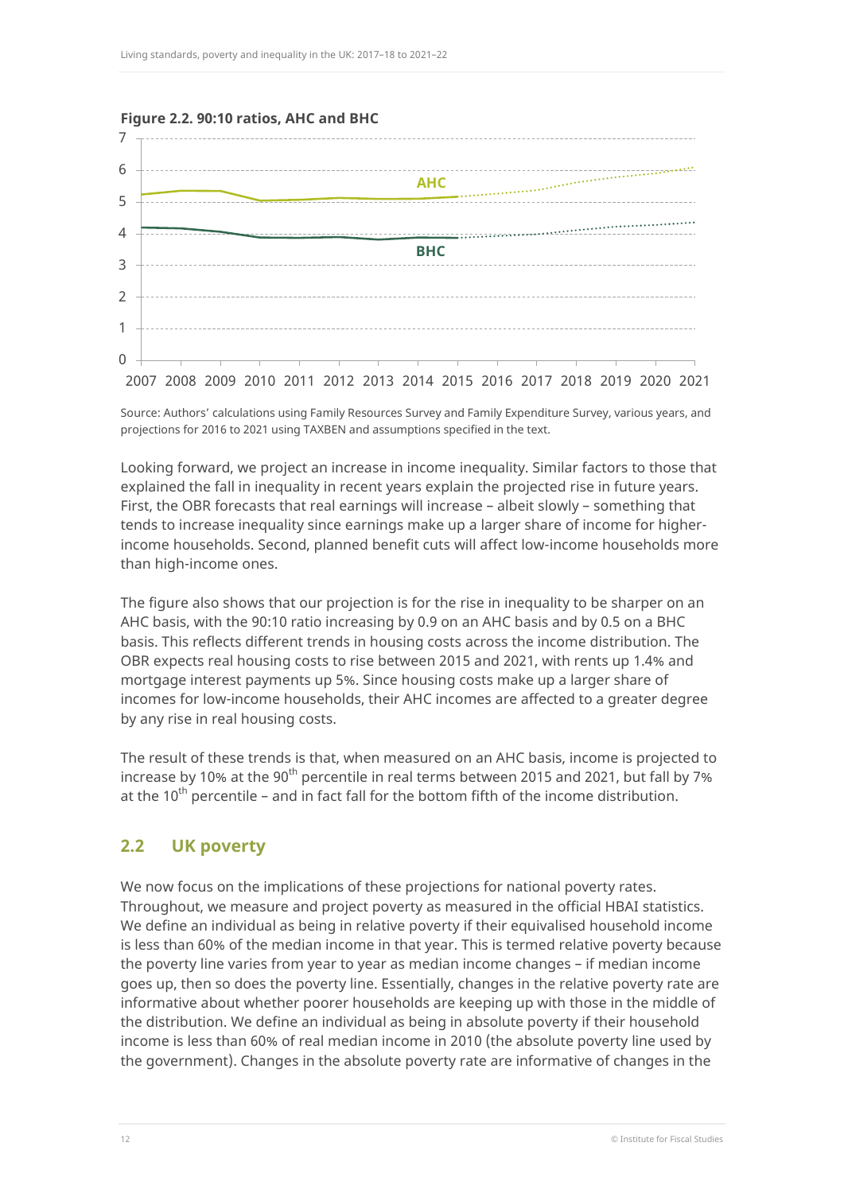**Figure 2.2. 90:10 ratios, AHC and BHC**

Source: Authors' calculations using Family Resources Survey and Family Expenditure Survey, various years, and projections for 2016 to 2021 using TAXBEN and assumptions specified in the text.

Looking forward, we project an increase in income inequality. Similar factors to those that explained the fall in inequality in recent years explain the projected rise in future years. First, the OBR forecasts that real earnings will increase – albeit slowly – something that tends to increase inequality since earnings make up a larger share of income for higher-income households. Second, planned benefit cuts will affect low-income households more than high-income ones.

The figure also shows that our projection is for the rise in inequality to be sharper on an AHC basis, with the 90:10 ratio increasing by 0.9 on an AHC basis and by 0.5 on a BHC basis. This reflects different trends in housing costs across the income distribution. The OBR expects real housing costs to rise between 2015 and 2021, with rents up 1.4% and mortgage interest payments up 5%. Since housing costs make up a larger share of incomes for low-income households, their AHC incomes are affected to a greater degree by any rise in real housing costs.

The result of these trends is that, when measured on an AHC basis, income is projected to increase by 10% at the 90th percentile in real terms between 2015 and 2021, but fall by 7% at the 10th percentile – and in fact fall for the bottom fifth of the income distribution.

## 2.2 UK poverty

We now focus on the implications of these projections for national poverty rates. Throughout, we measure and project poverty as measured in the official HBAI statistics. We define an individual as being in relative poverty if their equivalised household income is less than 60% of the median income in that year. This is termed relative poverty because the poverty line varies from year to year as median income changes – if median income goes up, then so does the poverty line. Essentially, changes in the relative poverty rate are informative about whether poorer households are keeping up with those in the middle of the distribution. We define an individual as being in absolute poverty if their household income is less than 60% of real median income in 2010 (the absolute poverty line used by the government). Changes in the absolute poverty rate are informative of changes in the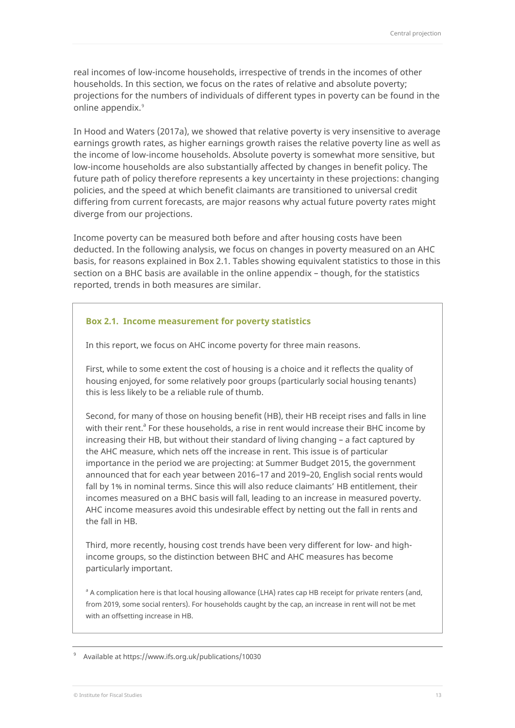real incomes of low-income households, irrespective of trends in the incomes of other households. In this section, we focus on the rates of relative and absolute poverty; projections for the numbers of individuals of different types in poverty can be found in the online appendix.[9]

In Hood and Waters (2017a), we showed that relative poverty is very insensitive to average earnings growth rates, as higher earnings growth raises the relative poverty line as well as the income of low-income households. Absolute poverty is somewhat more sensitive, but low-income households are also substantially affected by changes in benefit policy. The future path of policy therefore represents a key uncertainty in these projections: changing policies, and the speed at which benefit claimants are transitioned to universal credit differing from current forecasts, are major reasons why actual future poverty rates might diverge from our projections.

Income poverty can be measured both before and after housing costs have been deducted. In the following analysis, we focus on changes in poverty measured on an AHC basis, for reasons explained in Box 2.1. Tables showing equivalent statistics to those in this section on a BHC basis are available in the online appendix – though, for the statistics reported, trends in both measures are similar.

### Box 2.1. Income measurement for poverty statistics

In this report, we focus on AHC income poverty for three main reasons.

First, while to some extent the cost of housing is a choice and it reflects the quality of housing enjoyed, for some relatively poor groups (particularly social housing tenants) this is less likely to be a reliable rule of thumb.

Second, for many of those on housing benefit (HB), their HB receipt rises and falls in line with their rent.[a] For these households, a rise in rent would increase their BHC income by increasing their HB, but without their standard of living changing – a fact captured by the AHC measure, which nets off the increase in rent. This issue is of particular importance in the period we are projecting: at Summer Budget 2015, the government announced that for each year between 2016–17 and 2019–20, English social rents would fall by 1% in nominal terms. Since this will also reduce claimants' HB entitlement, their incomes measured on a BHC basis will fall, leading to an increase in measured poverty. AHC income measures avoid this undesirable effect by netting out the fall in rents and the fall in HB.

Third, more recently, housing cost trends have been very different for low- and high-income groups, so the distinction between BHC and AHC measures has become particularly important.

[a] A complication here is that local housing allowance (LHA) rates cap HB receipt for private renters (and, from 2019, some social renters). For households caught by the cap, an increase in rent will not be met with an offsetting increase in HB.

[9] Available at https://www.ifs.org.uk/publications/10030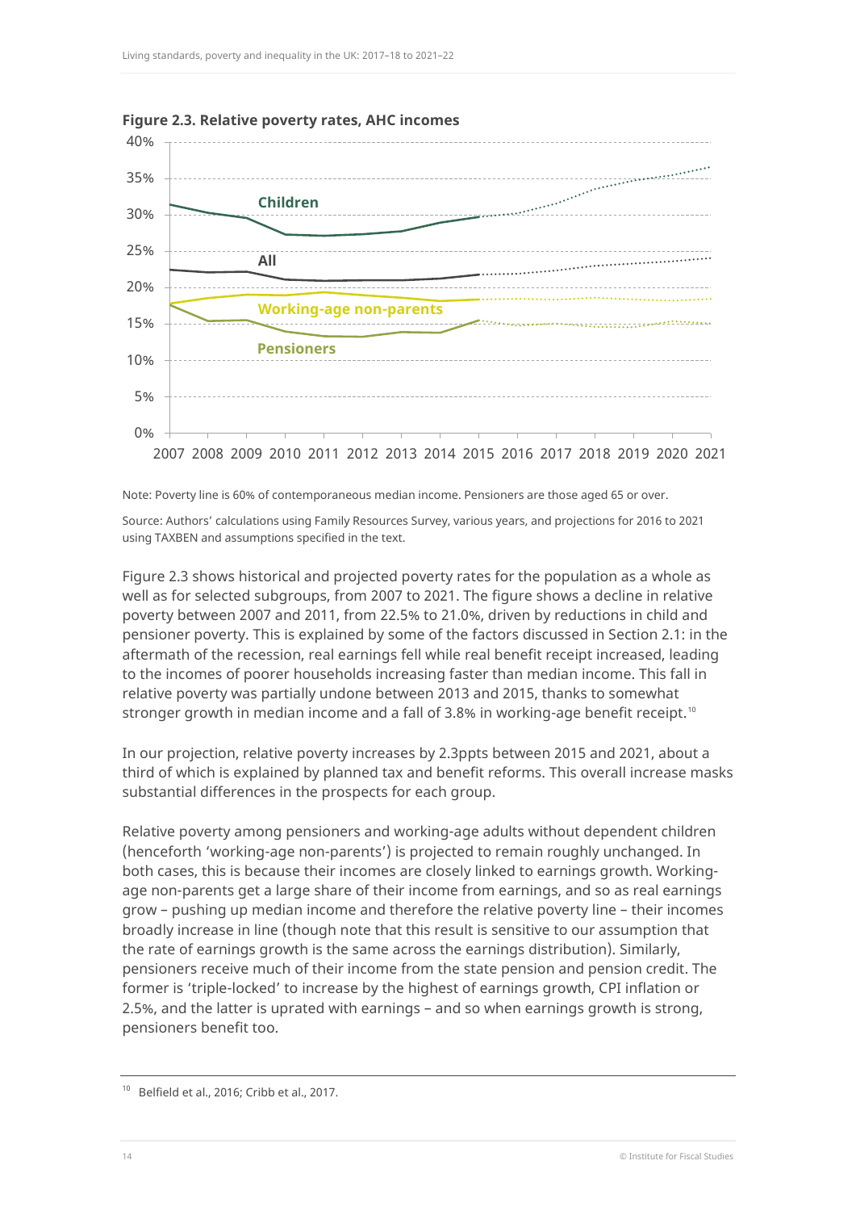**Figure 2.3. Relative poverty rates, AHC incomes**

Note: Poverty line is 60% of contemporaneous median income. Pensioners are those aged 65 or over.

Source: Authors' calculations using Family Resources Survey, various years, and projections for 2016 to 2021 using TAXBEN and assumptions specified in the text.

Figure 2.3 shows historical and projected poverty rates for the population as a whole as well as for selected subgroups, from 2007 to 2021. The figure shows a decline in relative poverty between 2007 and 2011, from 22.5% to 21.0%, driven by reductions in child and pensioner poverty. This is explained by some of the factors discussed in Section 2.1: in the aftermath of the recession, real earnings fell while real benefit receipt increased, leading to the incomes of poorer households increasing faster than median income. This fall in relative poverty was partially undone between 2013 and 2015, thanks to somewhat stronger growth in median income and a fall of 3.8% in working-age benefit receipt.[10]

In our projection, relative poverty increases by 2.3ppts between 2015 and 2021, about a third of which is explained by planned tax and benefit reforms. This overall increase masks substantial differences in the prospects for each group.

Relative poverty among pensioners and working-age adults without dependent children (henceforth 'working-age non-parents') is projected to remain roughly unchanged. In both cases, this is because their incomes are closely linked to earnings growth. Working-age non-parents get a large share of their income from earnings, and so as real earnings grow – pushing up median income and therefore the relative poverty line – their incomes broadly increase in line (though note that this result is sensitive to our assumption that the rate of earnings growth is the same across the earnings distribution). Similarly, pensioners receive much of their income from the state pension and pension credit. The former is 'triple-locked' to increase by the highest of earnings growth, CPI inflation or 2.5%, and the latter is uprated with earnings – and so when earnings growth is strong, pensioners benefit too.

[10] Belfield et al., 2016; Cribb et al., 2017.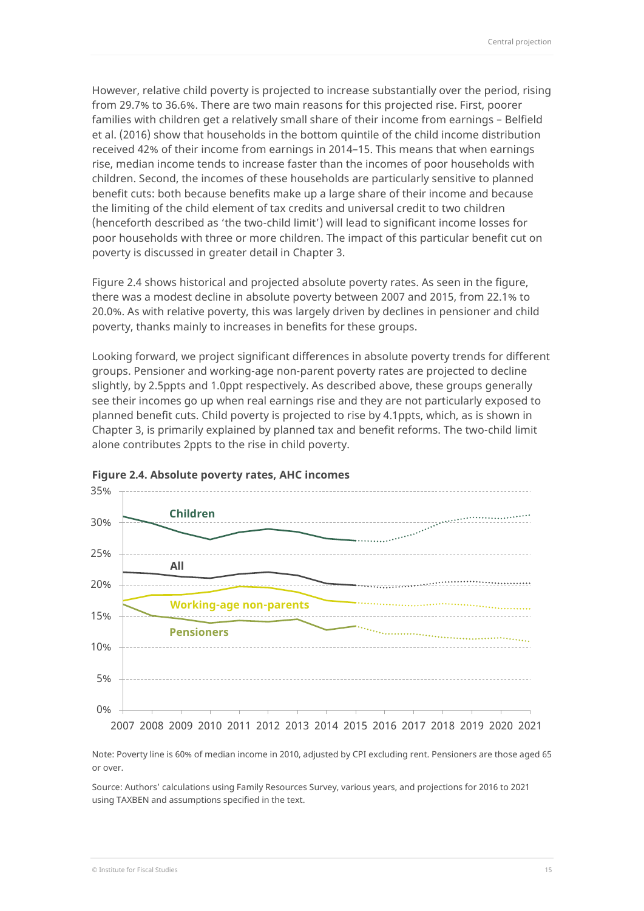However, relative child poverty is projected to increase substantially over the period, rising from 29.7% to 36.6%. There are two main reasons for this projected rise. First, poorer families with children get a relatively small share of their income from earnings – Belfield et al. (2016) show that households in the bottom quintile of the child income distribution received 42% of their income from earnings in 2014–15. This means that when earnings rise, median income tends to increase faster than the incomes of poor households with children. Second, the incomes of these households are particularly sensitive to planned benefit cuts: both because benefits make up a large share of their income and because the limiting of the child element of tax credits and universal credit to two children (henceforth described as 'the two-child limit') will lead to significant income losses for poor households with three or more children. The impact of this particular benefit cut on poverty is discussed in greater detail in Chapter 3.

Figure 2.4 shows historical and projected absolute poverty rates. As seen in the figure, there was a modest decline in absolute poverty between 2007 and 2015, from 22.1% to 20.0%. As with relative poverty, this was largely driven by declines in pensioner and child poverty, thanks mainly to increases in benefits for these groups.

Looking forward, we project significant differences in absolute poverty trends for different groups. Pensioner and working-age non-parent poverty rates are projected to decline slightly, by 2.5ppts and 1.0ppt respectively. As described above, these groups generally see their incomes go up when real earnings rise and they are not particularly exposed to planned benefit cuts. Child poverty is projected to rise by 4.1ppts, which, as is shown in Chapter 3, is primarily explained by planned tax and benefit reforms. The two-child limit alone contributes 2ppts to the rise in child poverty.

**Figure 2.4. Absolute poverty rates, AHC incomes**

Note: Poverty line is 60% of median income in 2010, adjusted by CPI excluding rent. Pensioners are those aged 65 or over.

Source: Authors' calculations using Family Resources Survey, various years, and projections for 2016 to 2021 using TAXBEN and assumptions specified in the text.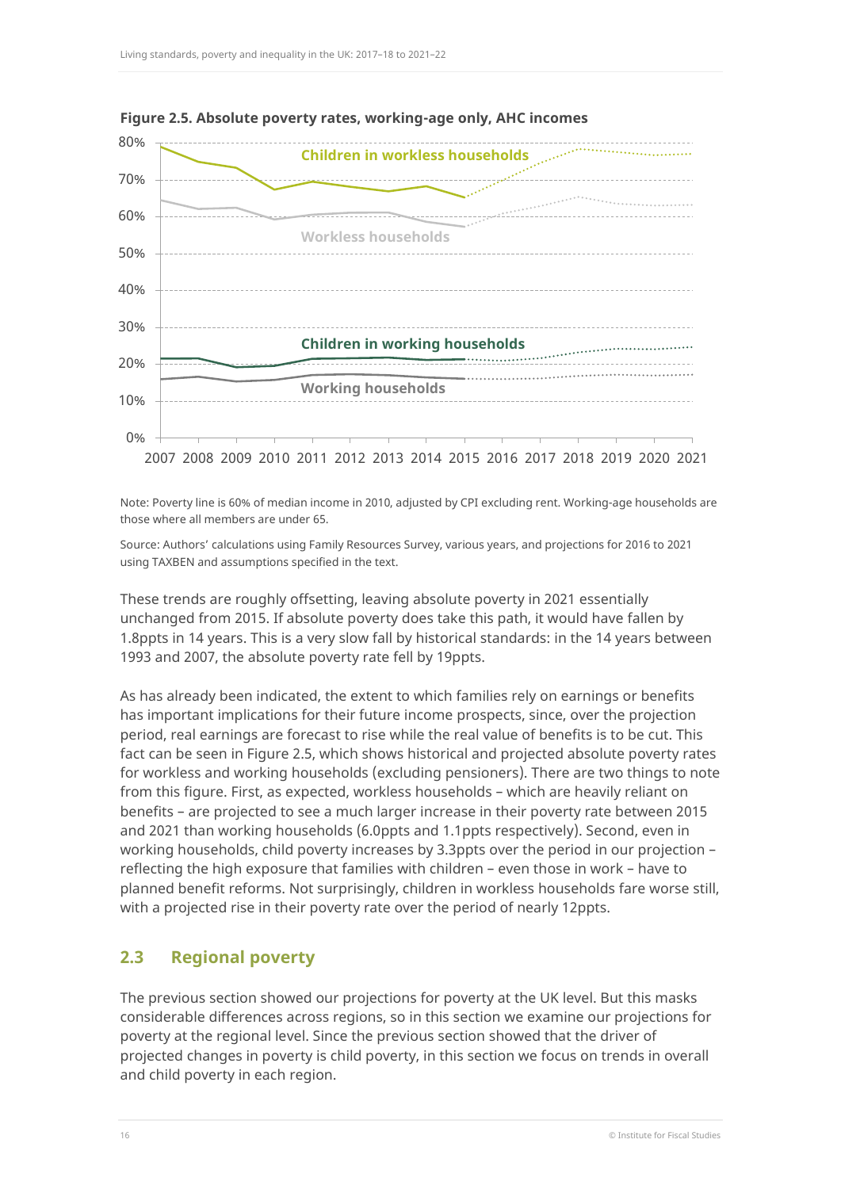**Figure 2.5. Absolute poverty rates, working-age only, AHC incomes**

Note: Poverty line is 60% of median income in 2010, adjusted by CPI excluding rent. Working-age households are those where all members are under 65.

Source: Authors' calculations using Family Resources Survey, various years, and projections for 2016 to 2021 using TAXBEN and assumptions specified in the text.

These trends are roughly offsetting, leaving absolute poverty in 2021 essentially unchanged from 2015. If absolute poverty does take this path, it would have fallen by 1.8ppts in 14 years. This is a very slow fall by historical standards: in the 14 years between 1993 and 2007, the absolute poverty rate fell by 19ppts.

As has already been indicated, the extent to which families rely on earnings or benefits has important implications for their future income prospects, since, over the projection period, real earnings are forecast to rise while the real value of benefits is to be cut. This fact can be seen in Figure 2.5, which shows historical and projected absolute poverty rates for workless and working households (excluding pensioners). There are two things to note from this figure. First, as expected, workless households – which are heavily reliant on benefits – are projected to see a much larger increase in their poverty rate between 2015 and 2021 than working households (6.0ppts and 1.1ppts respectively). Second, even in working households, child poverty increases by 3.3ppts over the period in our projection – reflecting the high exposure that families with children – even those in work – have to planned benefit reforms. Not surprisingly, children in workless households fare worse still, with a projected rise in their poverty rate over the period of nearly 12ppts.

## 2.3 Regional poverty

The previous section showed our projections for poverty at the UK level. But this masks considerable differences across regions, so in this section we examine our projections for poverty at the regional level. Since the previous section showed that the driver of projected changes in poverty is child poverty, in this section we focus on trends in overall and child poverty in each region.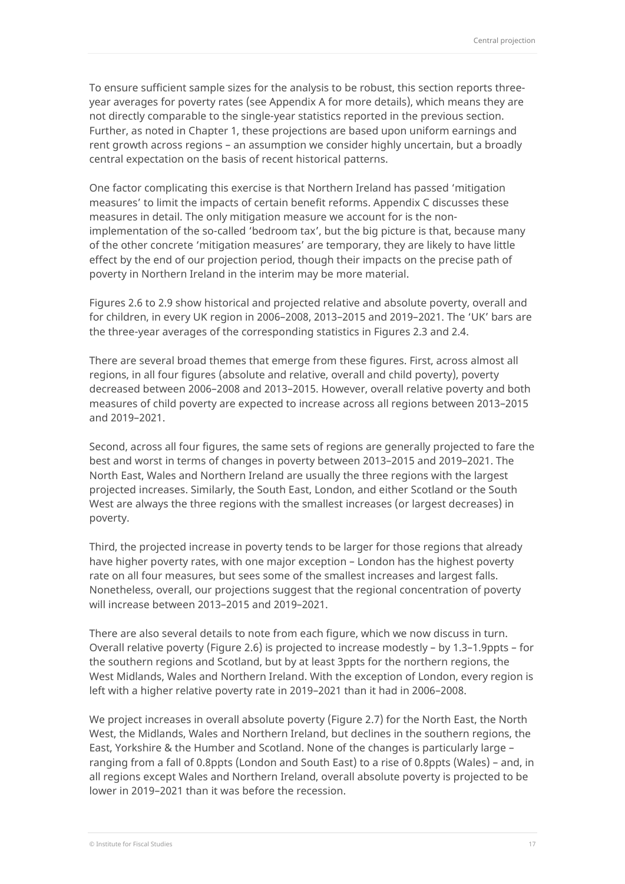To ensure sufficient sample sizes for the analysis to be robust, this section reports three-year averages for poverty rates (see Appendix A for more details), which means they are not directly comparable to the single-year statistics reported in the previous section. Further, as noted in Chapter 1, these projections are based upon uniform earnings and rent growth across regions – an assumption we consider highly uncertain, but a broadly central expectation on the basis of recent historical patterns.

One factor complicating this exercise is that Northern Ireland has passed 'mitigation measures' to limit the impacts of certain benefit reforms. Appendix C discusses these measures in detail. The only mitigation measure we account for is the non-implementation of the so-called 'bedroom tax', but the big picture is that, because many of the other concrete 'mitigation measures' are temporary, they are likely to have little effect by the end of our projection period, though their impacts on the precise path of poverty in Northern Ireland in the interim may be more material.

Figures 2.6 to 2.9 show historical and projected relative and absolute poverty, overall and for children, in every UK region in 2006–2008, 2013–2015 and 2019–2021. The 'UK' bars are the three-year averages of the corresponding statistics in Figures 2.3 and 2.4.

There are several broad themes that emerge from these figures. First, across almost all regions, in all four figures (absolute and relative, overall and child poverty), poverty decreased between 2006–2008 and 2013–2015. However, overall relative poverty and both measures of child poverty are expected to increase across all regions between 2013–2015 and 2019–2021.

Second, across all four figures, the same sets of regions are generally projected to fare the best and worst in terms of changes in poverty between 2013–2015 and 2019–2021. The North East, Wales and Northern Ireland are usually the three regions with the largest projected increases. Similarly, the South East, London, and either Scotland or the South West are always the three regions with the smallest increases (or largest decreases) in poverty.

Third, the projected increase in poverty tends to be larger for those regions that already have higher poverty rates, with one major exception – London has the highest poverty rate on all four measures, but sees some of the smallest increases and largest falls. Nonetheless, overall, our projections suggest that the regional concentration of poverty will increase between 2013–2015 and 2019–2021.

There are also several details to note from each figure, which we now discuss in turn. Overall relative poverty (Figure 2.6) is projected to increase modestly – by 1.3–1.9ppts – for the southern regions and Scotland, but by at least 3ppts for the northern regions, the West Midlands, Wales and Northern Ireland. With the exception of London, every region is left with a higher relative poverty rate in 2019–2021 than it had in 2006–2008.

We project increases in overall absolute poverty (Figure 2.7) for the North East, the North West, the Midlands, Wales and Northern Ireland, but declines in the southern regions, the East, Yorkshire & the Humber and Scotland. None of the changes is particularly large – ranging from a fall of 0.8ppts (London and South East) to a rise of 0.8ppts (Wales) – and, in all regions except Wales and Northern Ireland, overall absolute poverty is projected to be lower in 2019–2021 than it was before the recession.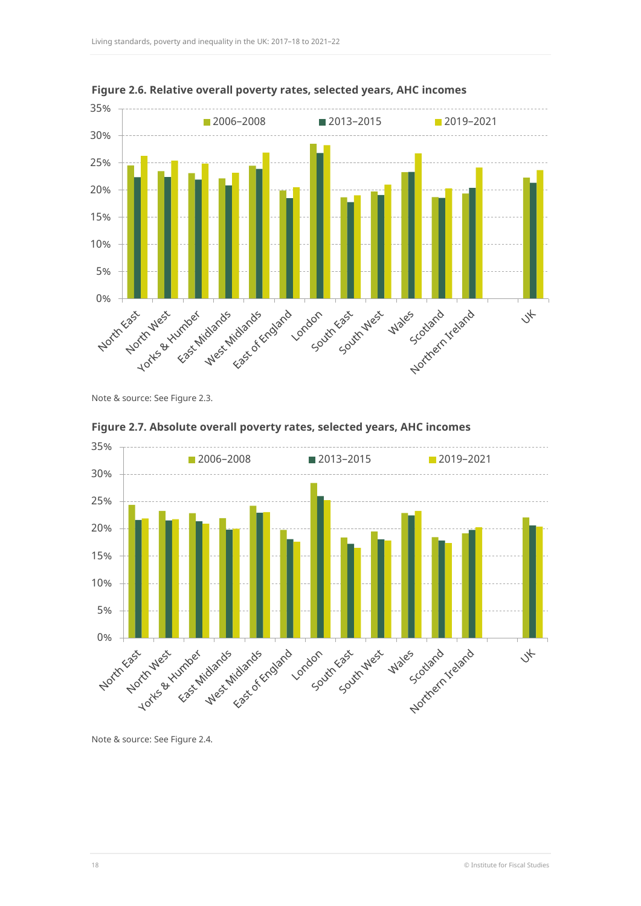**Figure 2.6. Relative overall poverty rates, selected years, AHC incomes**

Note & source: See Figure 2.3.

**Figure 2.7. Absolute overall poverty rates, selected years, AHC incomes**

Note & source: See Figure 2.4.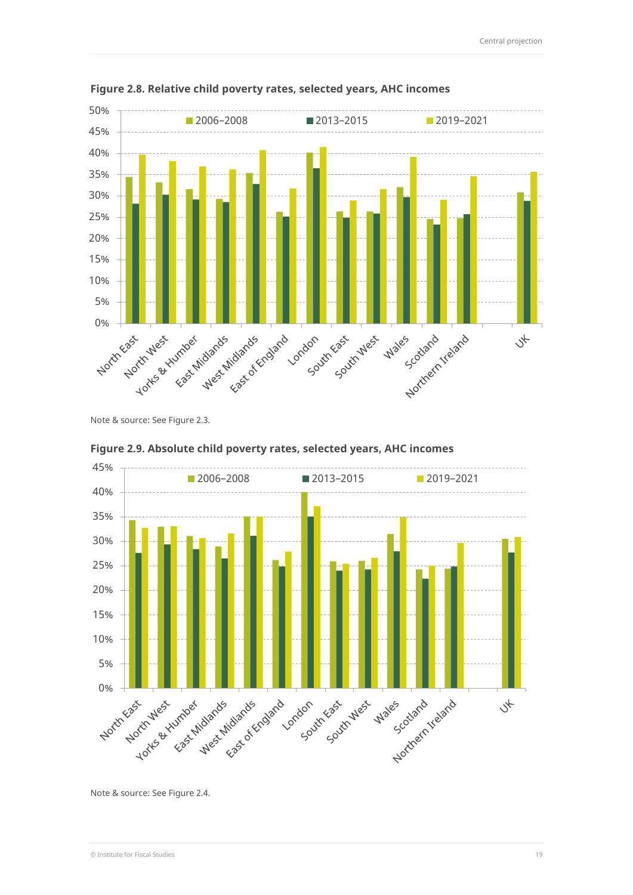**Figure 2.8. Relative child poverty rates, selected years, AHC incomes**

Note & source: See Figure 2.3.

**Figure 2.9. Absolute child poverty rates, selected years, AHC incomes**

Note & source: See Figure 2.4.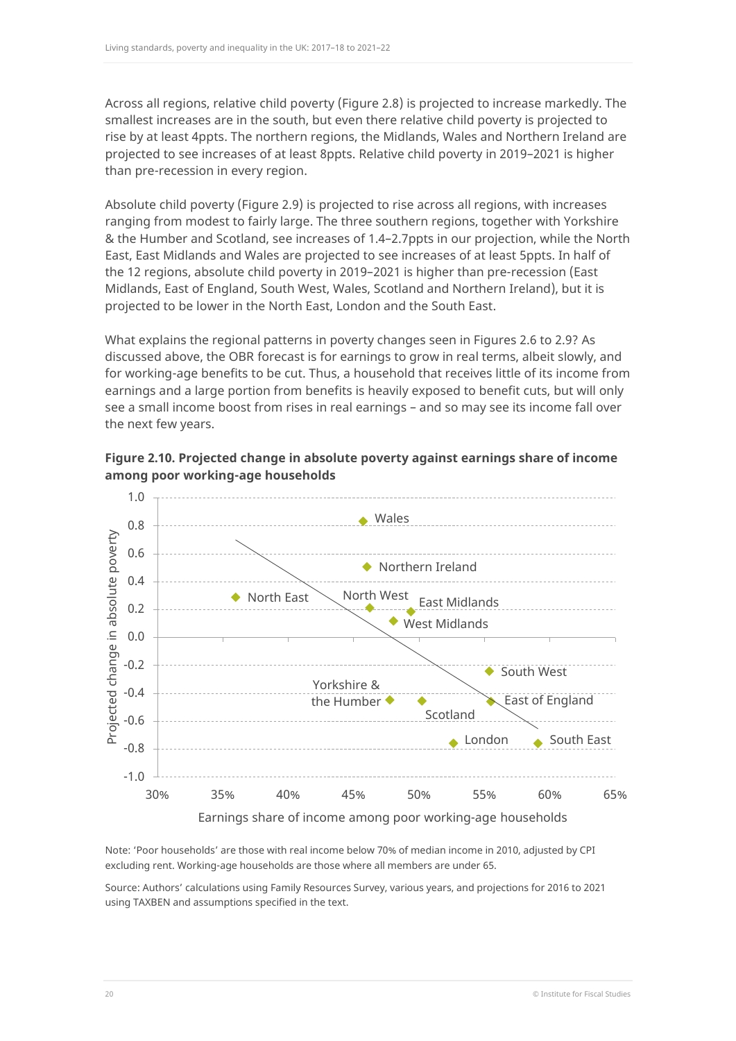Across all regions, relative child poverty (Figure 2.8) is projected to increase markedly. The smallest increases are in the south, but even there relative child poverty is projected to rise by at least 4ppts. The northern regions, the Midlands, Wales and Northern Ireland are projected to see increases of at least 8ppts. Relative child poverty in 2019–2021 is higher than pre-recession in every region.

Absolute child poverty (Figure 2.9) is projected to rise across all regions, with increases ranging from modest to fairly large. The three southern regions, together with Yorkshire & the Humber and Scotland, see increases of 1.4–2.7ppts in our projection, while the North East, East Midlands and Wales are projected to see increases of at least 5ppts. In half of the 12 regions, absolute child poverty in 2019–2021 is higher than pre-recession (East Midlands, East of England, South West, Wales, Scotland and Northern Ireland), but it is projected to be lower in the North East, London and the South East.

What explains the regional patterns in poverty changes seen in Figures 2.6 to 2.9? As discussed above, the OBR forecast is for earnings to grow in real terms, albeit slowly, and for working-age benefits to be cut. Thus, a household that receives little of its income from earnings and a large portion from benefits is heavily exposed to benefit cuts, but will only see a small income boost from rises in real earnings – and so may see its income fall over the next few years.

**Figure 2.10. Projected change in absolute poverty against earnings share of income among poor working-age households**

Note: 'Poor households' are those with real income below 70% of median income in 2010, adjusted by CPI excluding rent. Working-age households are those where all members are under 65.

Source: Authors' calculations using Family Resources Survey, various years, and projections for 2016 to 2021 using TAXBEN and assumptions specified in the text.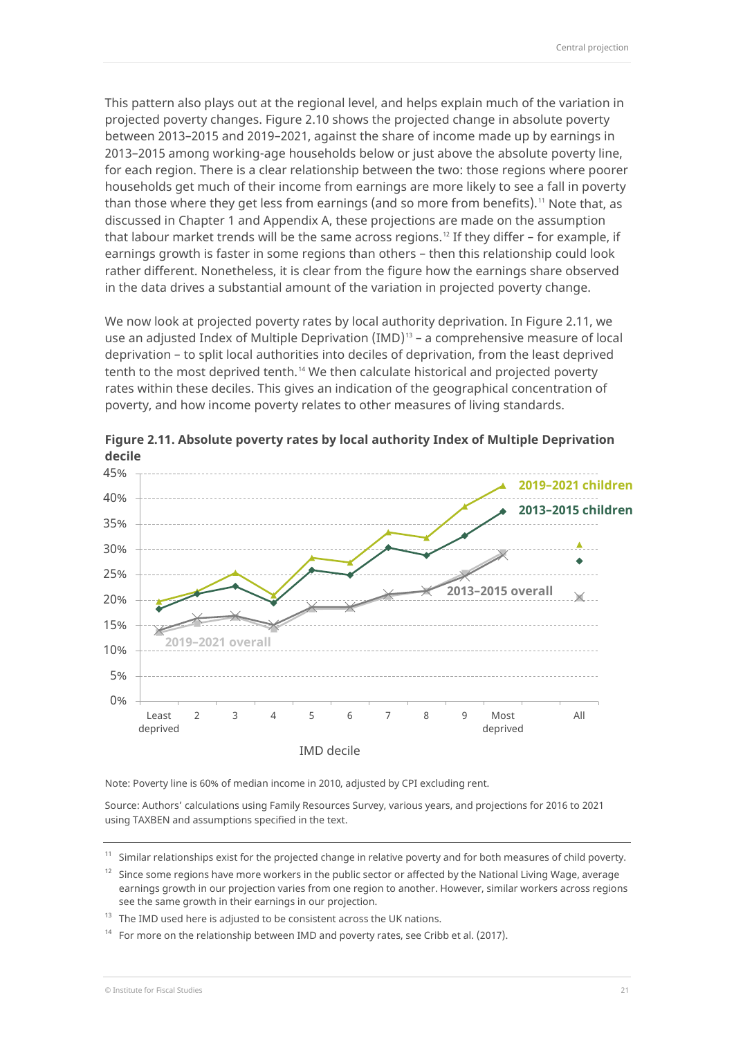This pattern also plays out at the regional level, and helps explain much of the variation in projected poverty changes. Figure 2.10 shows the projected change in absolute poverty between 2013–2015 and 2019–2021, against the share of income made up by earnings in 2013–2015 among working-age households below or just above the absolute poverty line, for each region. There is a clear relationship between the two: those regions where poorer households get much of their income from earnings are more likely to see a fall in poverty than those where they get less from earnings (and so more from benefits).[11] Note that, as discussed in Chapter 1 and Appendix A, these projections are made on the assumption that labour market trends will be the same across regions.[12] If they differ – for example, if earnings growth is faster in some regions than others – then this relationship could look rather different. Nonetheless, it is clear from the figure how the earnings share observed in the data drives a substantial amount of the variation in projected poverty change.

We now look at projected poverty rates by local authority deprivation. In Figure 2.11, we use an adjusted Index of Multiple Deprivation (IMD)[13] – a comprehensive measure of local deprivation – to split local authorities into deciles of deprivation, from the least deprived tenth to the most deprived tenth.[14] We then calculate historical and projected poverty rates within these deciles. This gives an indication of the geographical concentration of poverty, and how income poverty relates to other measures of living standards.

**Figure 2.11. Absolute poverty rates by local authority Index of Multiple Deprivation decile**

Note: Poverty line is 60% of median income in 2010, adjusted by CPI excluding rent.

Source: Authors' calculations using Family Resources Survey, various years, and projections for 2016 to 2021 using TAXBEN and assumptions specified in the text.

[11] Similar relationships exist for the projected change in relative poverty and for both measures of child poverty.

[12] Since some regions have more workers in the public sector or affected by the National Living Wage, average earnings growth in our projection varies from one region to another. However, similar workers across regions see the same growth in their earnings in our projection.

[13] The IMD used here is adjusted to be consistent across the UK nations.

[14] For more on the relationship between IMD and poverty rates, see Cribb et al. (2017).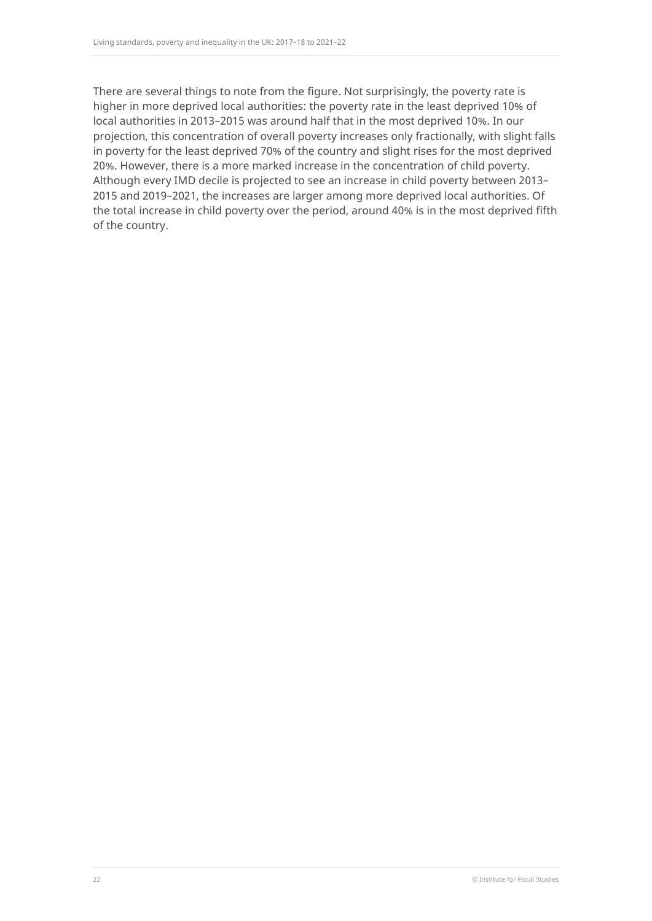There are several things to note from the figure. Not surprisingly, the poverty rate is higher in more deprived local authorities: the poverty rate in the least deprived 10% of local authorities in 2013–2015 was around half that in the most deprived 10%. In our projection, this concentration of overall poverty increases only fractionally, with slight falls in poverty for the least deprived 70% of the country and slight rises for the most deprived 20%. However, there is a more marked increase in the concentration of child poverty. Although every IMD decile is projected to see an increase in child poverty between 2013–2015 and 2019–2021, the increases are larger among more deprived local authorities. Of the total increase in child poverty over the period, around 40% is in the most deprived fifth of the country.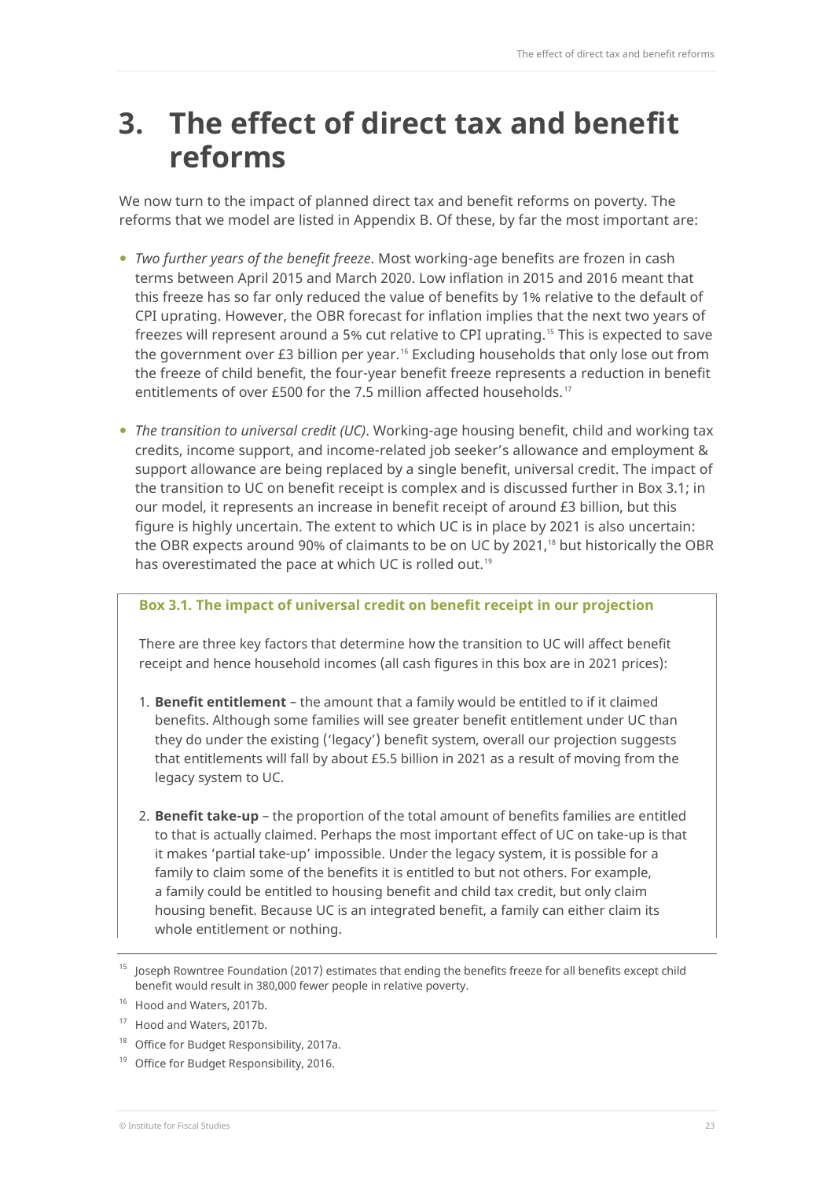# 3. The effect of direct tax and benefit reforms

We now turn to the impact of planned direct tax and benefit reforms on poverty. The reforms that we model are listed in Appendix B. Of these, by far the most important are:

- *Two further years of the benefit freeze*. Most working-age benefits are frozen in cash terms between April 2015 and March 2020. Low inflation in 2015 and 2016 meant that this freeze has so far only reduced the value of benefits by 1% relative to the default of CPI uprating. However, the OBR forecast for inflation implies that the next two years of freezes will represent around a 5% cut relative to CPI uprating.[15] This is expected to save the government over £3 billion per year.[16] Excluding households that only lose out from the freeze of child benefit, the four-year benefit freeze represents a reduction in benefit entitlements of over £500 for the 7.5 million affected households.[17]

- *The transition to universal credit (UC)*. Working-age housing benefit, child and working tax credits, income support, and income-related job seeker's allowance and employment & support allowance are being replaced by a single benefit, universal credit. The impact of the transition to UC on benefit receipt is complex and is discussed further in Box 3.1; in our model, it represents an increase in benefit receipt of around £3 billion, but this figure is highly uncertain. The extent to which UC is in place by 2021 is also uncertain: the OBR expects around 90% of claimants to be on UC by 2021,[18] but historically the OBR has overestimated the pace at which UC is rolled out.[19]

**Box 3.1. The impact of universal credit on benefit receipt in our projection**

There are three key factors that determine how the transition to UC will affect benefit receipt and hence household incomes (all cash figures in this box are in 2021 prices):

1. **Benefit entitlement** – the amount that a family would be entitled to if it claimed benefits. Although some families will see greater benefit entitlement under UC than they do under the existing ('legacy') benefit system, overall our projection suggests that entitlements will fall by about £5.5 billion in 2021 as a result of moving from the legacy system to UC.

2. **Benefit take-up** – the proportion of the total amount of benefits families are entitled to that is actually claimed. Perhaps the most important effect of UC on take-up is that it makes 'partial take-up' impossible. Under the legacy system, it is possible for a family to claim some of the benefits it is entitled to but not others. For example, a family could be entitled to housing benefit and child tax credit, but only claim housing benefit. Because UC is an integrated benefit, a family can either claim its whole entitlement or nothing.

---

[15] Joseph Rowntree Foundation (2017) estimates that ending the benefits freeze for all benefits except child benefit would result in 380,000 fewer people in relative poverty.

[16] Hood and Waters, 2017b.

[17] Hood and Waters, 2017b.

[18] Office for Budget Responsibility, 2017a.

[19] Office for Budget Responsibility, 2016.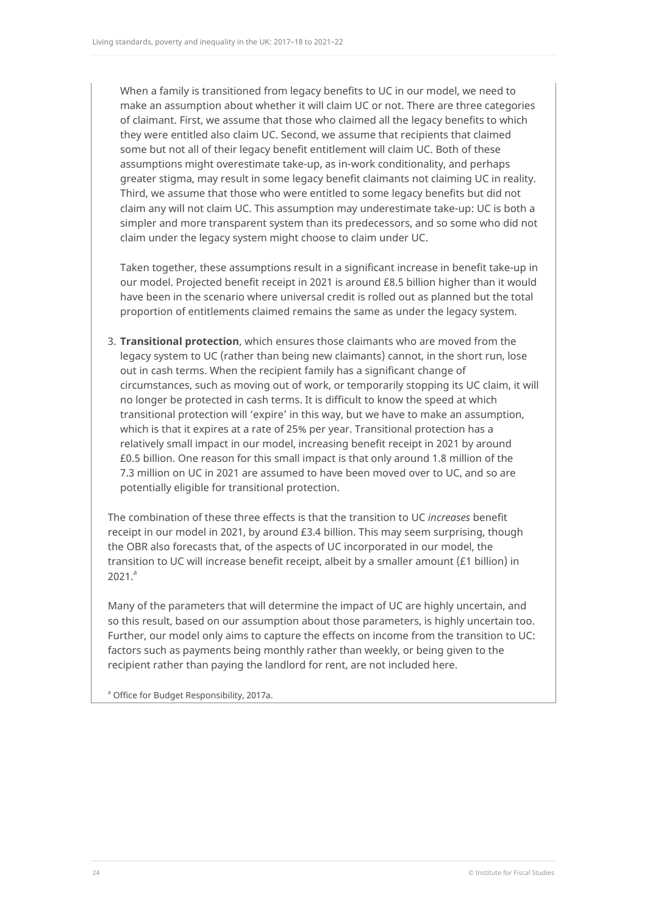When a family is transitioned from legacy benefits to UC in our model, we need to make an assumption about whether it will claim UC or not. There are three categories of claimant. First, we assume that those who claimed all the legacy benefits to which they were entitled also claim UC. Second, we assume that recipients that claimed some but not all of their legacy benefit entitlement will claim UC. Both of these assumptions might overestimate take-up, as in-work conditionality, and perhaps greater stigma, may result in some legacy benefit claimants not claiming UC in reality. Third, we assume that those who were entitled to some legacy benefits but did not claim any will not claim UC. This assumption may underestimate take-up: UC is both a simpler and more transparent system than its predecessors, and so some who did not claim under the legacy system might choose to claim under UC.

Taken together, these assumptions result in a significant increase in benefit take-up in our model. Projected benefit receipt in 2021 is around £8.5 billion higher than it would have been in the scenario where universal credit is rolled out as planned but the total proportion of entitlements claimed remains the same as under the legacy system.

3. **Transitional protection**, which ensures those claimants who are moved from the legacy system to UC (rather than being new claimants) cannot, in the short run, lose out in cash terms. When the recipient family has a significant change of circumstances, such as moving out of work, or temporarily stopping its UC claim, it will no longer be protected in cash terms. It is difficult to know the speed at which transitional protection will 'expire' in this way, but we have to make an assumption, which is that it expires at a rate of 25% per year. Transitional protection has a relatively small impact in our model, increasing benefit receipt in 2021 by around £0.5 billion. One reason for this small impact is that only around 1.8 million of the 7.3 million on UC in 2021 are assumed to have been moved over to UC, and so are potentially eligible for transitional protection.

The combination of these three effects is that the transition to UC *increases* benefit receipt in our model in 2021, by around £3.4 billion. This may seem surprising, though the OBR also forecasts that, of the aspects of UC incorporated in our model, the transition to UC will increase benefit receipt, albeit by a smaller amount (£1 billion) in 2021.[a]

Many of the parameters that will determine the impact of UC are highly uncertain, and so this result, based on our assumption about those parameters, is highly uncertain too. Further, our model only aims to capture the effects on income from the transition to UC: factors such as payments being monthly rather than weekly, or being given to the recipient rather than paying the landlord for rent, are not included here.

[a] Office for Budget Responsibility, 2017a.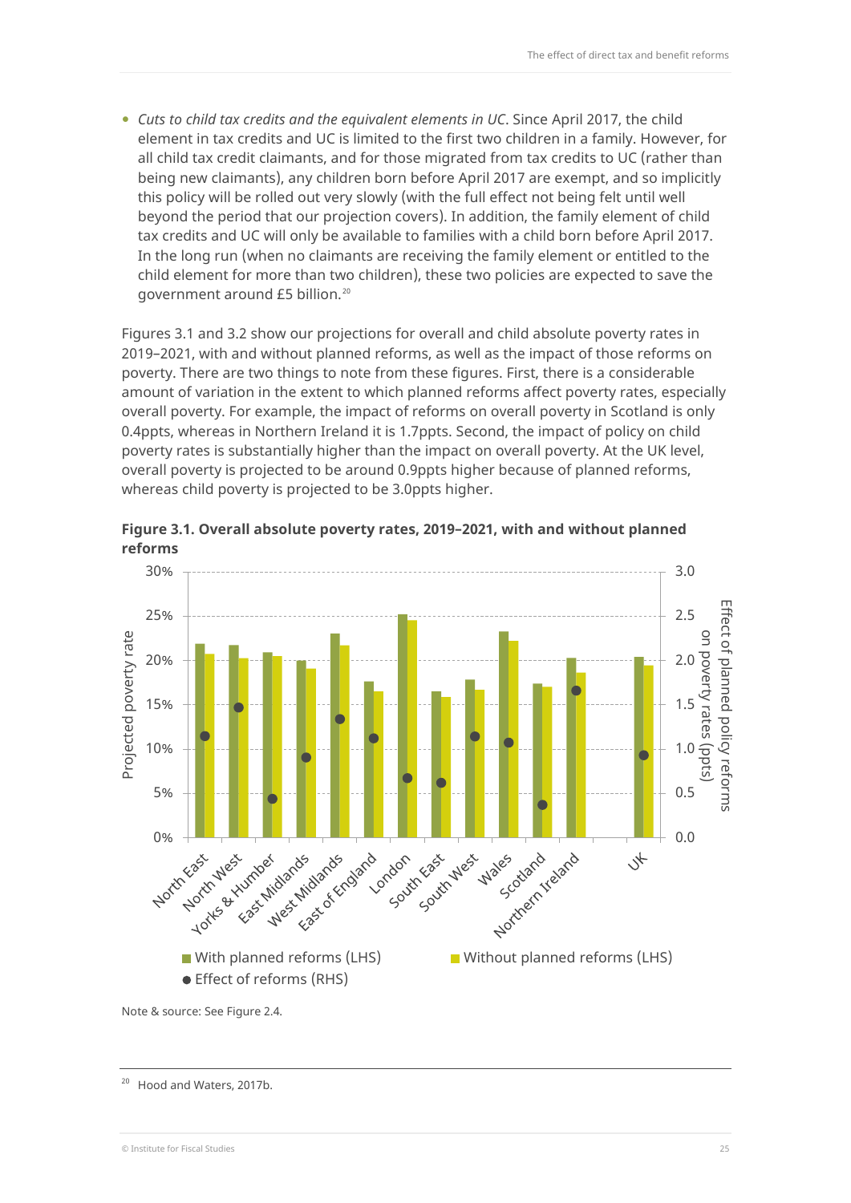- *Cuts to child tax credits and the equivalent elements in UC*. Since April 2017, the child element in tax credits and UC is limited to the first two children in a family. However, for all child tax credit claimants, and for those migrated from tax credits to UC (rather than being new claimants), any children born before April 2017 are exempt, and so implicitly this policy will be rolled out very slowly (with the full effect not being felt until well beyond the period that our projection covers). In addition, the family element of child tax credits and UC will only be available to families with a child born before April 2017. In the long run (when no claimants are receiving the family element or entitled to the child element for more than two children), these two policies are expected to save the government around £5 billion.[20]

Figures 3.1 and 3.2 show our projections for overall and child absolute poverty rates in 2019–2021, with and without planned reforms, as well as the impact of those reforms on poverty. There are two things to note from these figures. First, there is a considerable amount of variation in the extent to which planned reforms affect poverty rates, especially overall poverty. For example, the impact of reforms on overall poverty in Scotland is only 0.4ppts, whereas in Northern Ireland it is 1.7ppts. Second, the impact of policy on child poverty rates is substantially higher than the impact on overall poverty. At the UK level, overall poverty is projected to be around 0.9ppts higher because of planned reforms, whereas child poverty is projected to be 3.0ppts higher.

**Figure 3.1. Overall absolute poverty rates, 2019–2021, with and without planned reforms**

Note & source: See Figure 2.4.

[20] Hood and Waters, 2017b.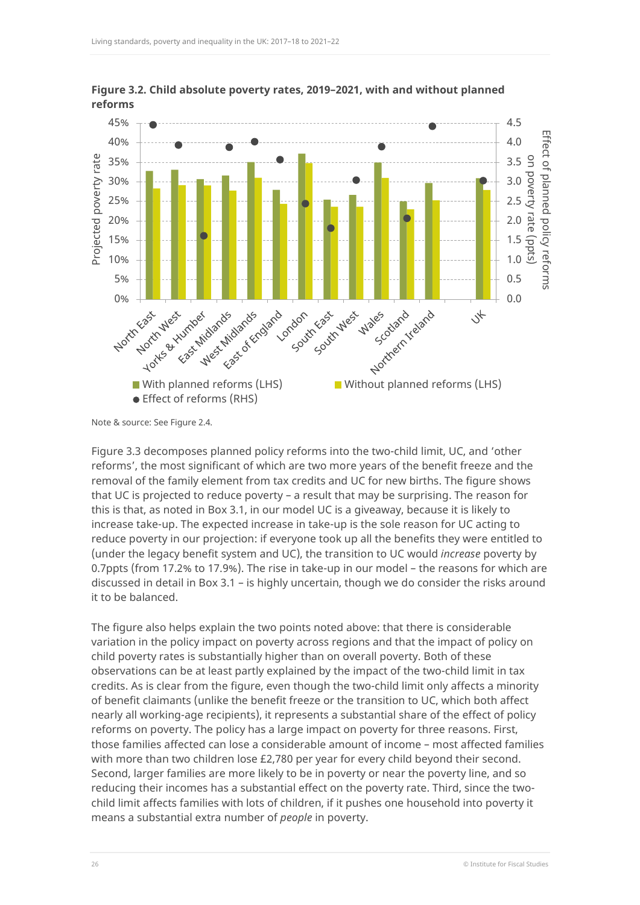**Figure 3.2. Child absolute poverty rates, 2019–2021, with and without planned reforms**

Note & source: See Figure 2.4.

Figure 3.3 decomposes planned policy reforms into the two-child limit, UC, and 'other reforms', the most significant of which are two more years of the benefit freeze and the removal of the family element from tax credits and UC for new births. The figure shows that UC is projected to reduce poverty – a result that may be surprising. The reason for this is that, as noted in Box 3.1, in our model UC is a giveaway, because it is likely to increase take-up. The expected increase in take-up is the sole reason for UC acting to reduce poverty in our projection: if everyone took up all the benefits they were entitled to (under the legacy benefit system and UC), the transition to UC would *increase* poverty by 0.7ppts (from 17.2% to 17.9%). The rise in take-up in our model – the reasons for which are discussed in detail in Box 3.1 – is highly uncertain, though we do consider the risks around it to be balanced.

The figure also helps explain the two points noted above: that there is considerable variation in the policy impact on poverty across regions and that the impact of policy on child poverty rates is substantially higher than on overall poverty. Both of these observations can be at least partly explained by the impact of the two-child limit in tax credits. As is clear from the figure, even though the two-child limit only affects a minority of benefit claimants (unlike the benefit freeze or the transition to UC, which both affect nearly all working-age recipients), it represents a substantial share of the effect of policy reforms on poverty. The policy has a large impact on poverty for three reasons. First, those families affected can lose a considerable amount of income – most affected families with more than two children lose £2,780 per year for every child beyond their second. Second, larger families are more likely to be in poverty or near the poverty line, and so reducing their incomes has a substantial effect on the poverty rate. Third, since the two-child limit affects families with lots of children, if it pushes one household into poverty it means a substantial extra number of *people* in poverty.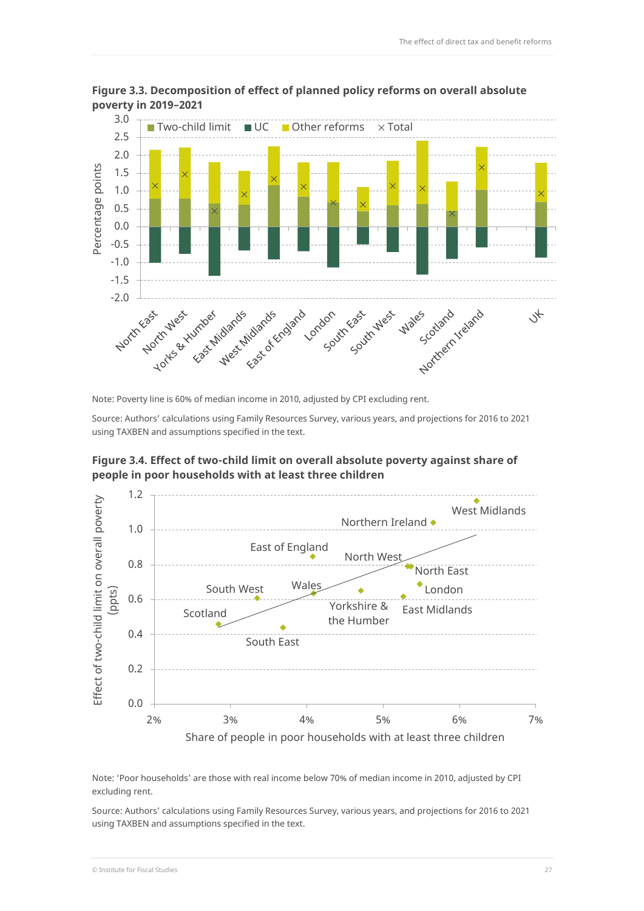**Figure 3.3. Decomposition of effect of planned policy reforms on overall absolute poverty in 2019–2021**

Note: Poverty line is 60% of median income in 2010, adjusted by CPI excluding rent.

Source: Authors' calculations using Family Resources Survey, various years, and projections for 2016 to 2021 using TAXBEN and assumptions specified in the text.

**Figure 3.4. Effect of two-child limit on overall absolute poverty against share of people in poor households with at least three children**

Note: 'Poor households' are those with real income below 70% of median income in 2010, adjusted by CPI excluding rent.

Source: Authors' calculations using Family Resources Survey, various years, and projections for 2016 to 2021 using TAXBEN and assumptions specified in the text.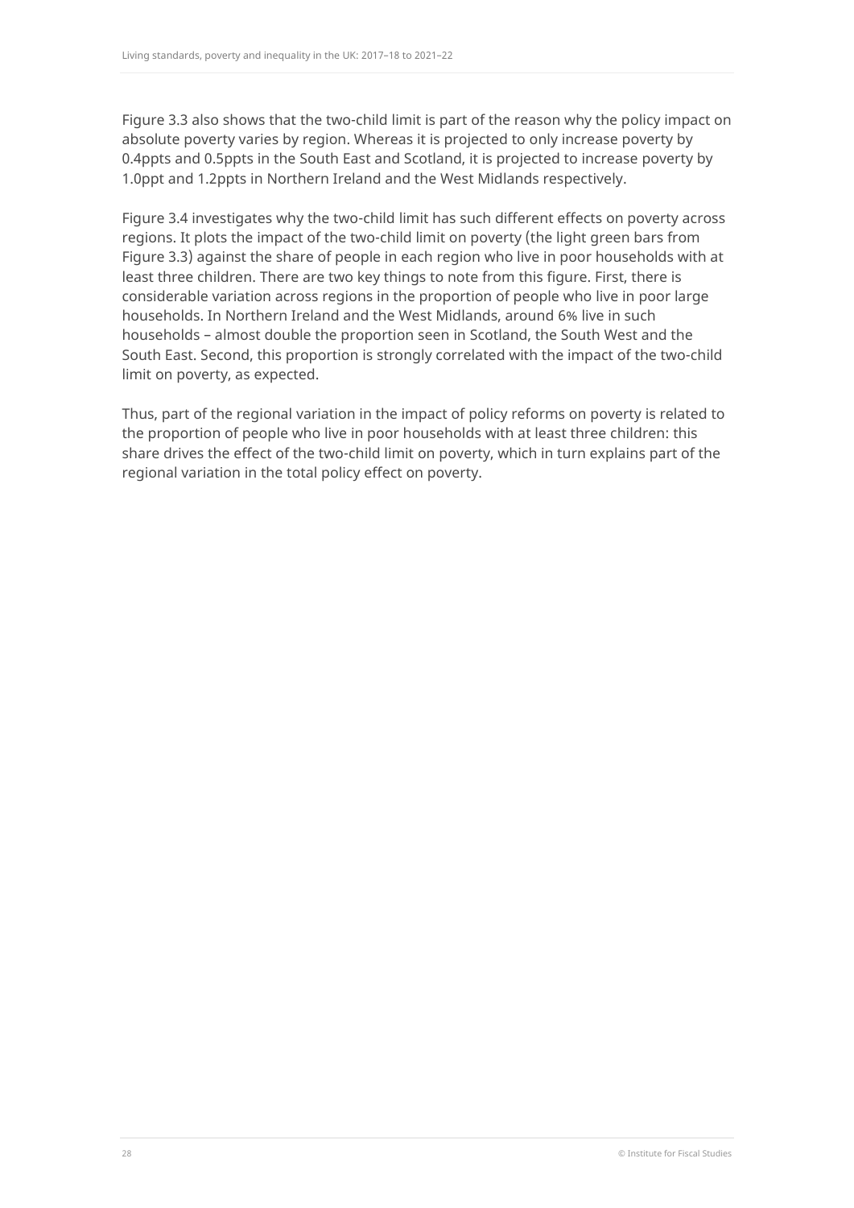Figure 3.3 also shows that the two-child limit is part of the reason why the policy impact on absolute poverty varies by region. Whereas it is projected to only increase poverty by 0.4ppts and 0.5ppts in the South East and Scotland, it is projected to increase poverty by 1.0ppt and 1.2ppts in Northern Ireland and the West Midlands respectively.

Figure 3.4 investigates why the two-child limit has such different effects on poverty across regions. It plots the impact of the two-child limit on poverty (the light green bars from Figure 3.3) against the share of people in each region who live in poor households with at least three children. There are two key things to note from this figure. First, there is considerable variation across regions in the proportion of people who live in poor large households. In Northern Ireland and the West Midlands, around 6% live in such households – almost double the proportion seen in Scotland, the South West and the South East. Second, this proportion is strongly correlated with the impact of the two-child limit on poverty, as expected.

Thus, part of the regional variation in the impact of policy reforms on poverty is related to the proportion of people who live in poor households with at least three children: this share drives the effect of the two-child limit on poverty, which in turn explains part of the regional variation in the total policy effect on poverty.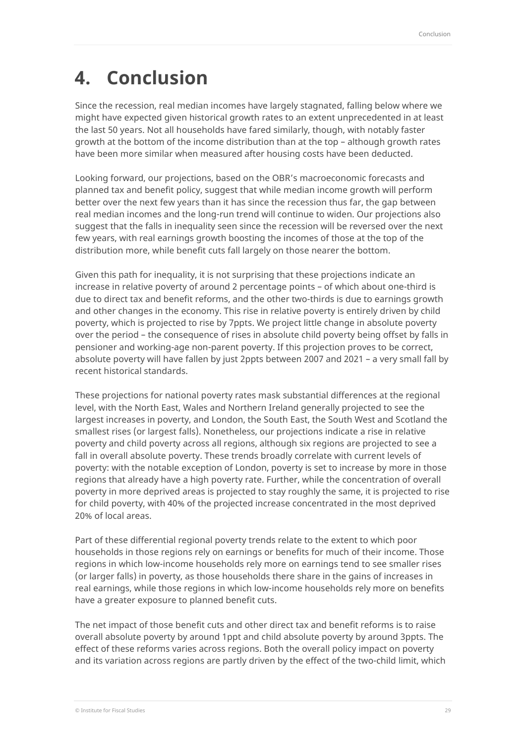# 4. Conclusion

Since the recession, real median incomes have largely stagnated, falling below where we might have expected given historical growth rates to an extent unprecedented in at least the last 50 years. Not all households have fared similarly, though, with notably faster growth at the bottom of the income distribution than at the top – although growth rates have been more similar when measured after housing costs have been deducted.

Looking forward, our projections, based on the OBR's macroeconomic forecasts and planned tax and benefit policy, suggest that while median income growth will perform better over the next few years than it has since the recession thus far, the gap between real median incomes and the long-run trend will continue to widen. Our projections also suggest that the falls in inequality seen since the recession will be reversed over the next few years, with real earnings growth boosting the incomes of those at the top of the distribution more, while benefit cuts fall largely on those nearer the bottom.

Given this path for inequality, it is not surprising that these projections indicate an increase in relative poverty of around 2 percentage points – of which about one-third is due to direct tax and benefit reforms, and the other two-thirds is due to earnings growth and other changes in the economy. This rise in relative poverty is entirely driven by child poverty, which is projected to rise by 7ppts. We project little change in absolute poverty over the period – the consequence of rises in absolute child poverty being offset by falls in pensioner and working-age non-parent poverty. If this projection proves to be correct, absolute poverty will have fallen by just 2ppts between 2007 and 2021 – a very small fall by recent historical standards.

These projections for national poverty rates mask substantial differences at the regional level, with the North East, Wales and Northern Ireland generally projected to see the largest increases in poverty, and London, the South East, the South West and Scotland the smallest rises (or largest falls). Nonetheless, our projections indicate a rise in relative poverty and child poverty across all regions, although six regions are projected to see a fall in overall absolute poverty. These trends broadly correlate with current levels of poverty: with the notable exception of London, poverty is set to increase by more in those regions that already have a high poverty rate. Further, while the concentration of overall poverty in more deprived areas is projected to stay roughly the same, it is projected to rise for child poverty, with 40% of the projected increase concentrated in the most deprived 20% of local areas.

Part of these differential regional poverty trends relate to the extent to which poor households in those regions rely on earnings or benefits for much of their income. Those regions in which low-income households rely more on earnings tend to see smaller rises (or larger falls) in poverty, as those households there share in the gains of increases in real earnings, while those regions in which low-income households rely more on benefits have a greater exposure to planned benefit cuts.

The net impact of those benefit cuts and other direct tax and benefit reforms is to raise overall absolute poverty by around 1ppt and child absolute poverty by around 3ppts. The effect of these reforms varies across regions. Both the overall policy impact on poverty and its variation across regions are partly driven by the effect of the two-child limit, which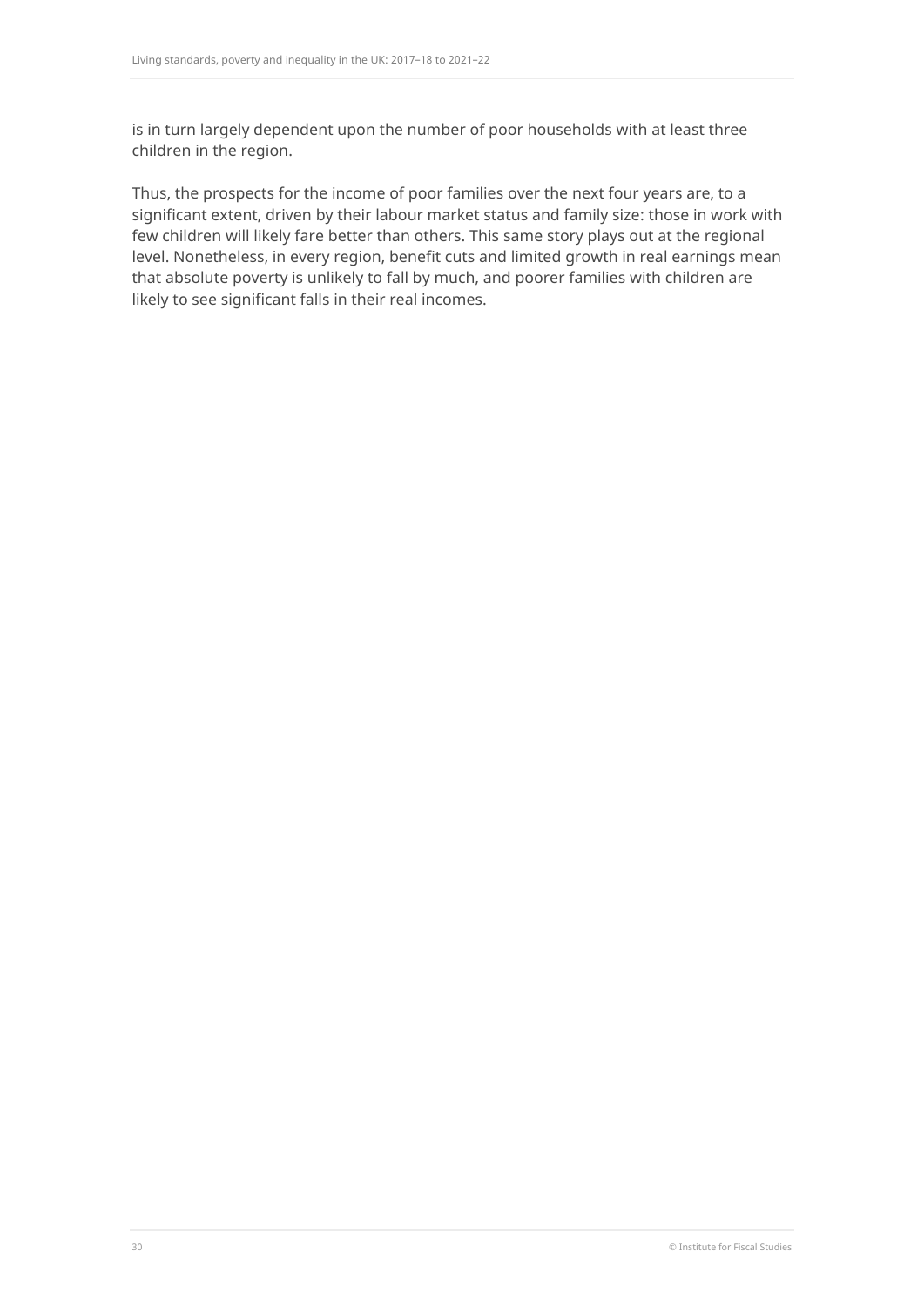is in turn largely dependent upon the number of poor households with at least three children in the region.

Thus, the prospects for the income of poor families over the next four years are, to a significant extent, driven by their labour market status and family size: those in work with few children will likely fare better than others. This same story plays out at the regional level. Nonetheless, in every region, benefit cuts and limited growth in real earnings mean that absolute poverty is unlikely to fall by much, and poorer families with children are likely to see significant falls in their real incomes.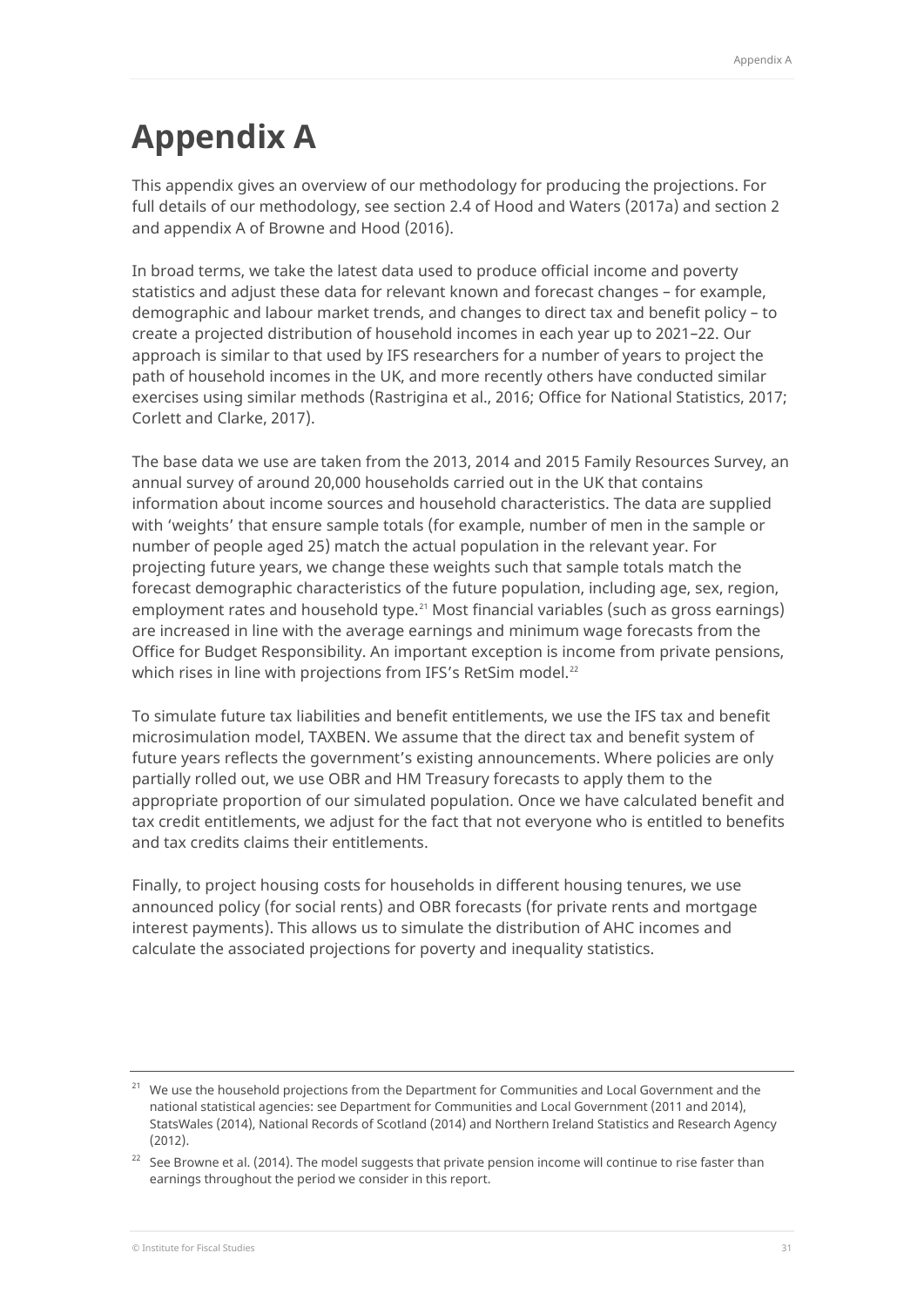# Appendix A

This appendix gives an overview of our methodology for producing the projections. For full details of our methodology, see section 2.4 of Hood and Waters (2017a) and section 2 and appendix A of Browne and Hood (2016).

In broad terms, we take the latest data used to produce official income and poverty statistics and adjust these data for relevant known and forecast changes – for example, demographic and labour market trends, and changes to direct tax and benefit policy – to create a projected distribution of household incomes in each year up to 2021–22. Our approach is similar to that used by IFS researchers for a number of years to project the path of household incomes in the UK, and more recently others have conducted similar exercises using similar methods (Rastrigina et al., 2016; Office for National Statistics, 2017; Corlett and Clarke, 2017).

The base data we use are taken from the 2013, 2014 and 2015 Family Resources Survey, an annual survey of around 20,000 households carried out in the UK that contains information about income sources and household characteristics. The data are supplied with 'weights' that ensure sample totals (for example, number of men in the sample or number of people aged 25) match the actual population in the relevant year. For projecting future years, we change these weights such that sample totals match the forecast demographic characteristics of the future population, including age, sex, region, employment rates and household type.[21] Most financial variables (such as gross earnings) are increased in line with the average earnings and minimum wage forecasts from the Office for Budget Responsibility. An important exception is income from private pensions, which rises in line with projections from IFS's RetSim model.[22]

To simulate future tax liabilities and benefit entitlements, we use the IFS tax and benefit microsimulation model, TAXBEN. We assume that the direct tax and benefit system of future years reflects the government's existing announcements. Where policies are only partially rolled out, we use OBR and HM Treasury forecasts to apply them to the appropriate proportion of our simulated population. Once we have calculated benefit and tax credit entitlements, we adjust for the fact that not everyone who is entitled to benefits and tax credits claims their entitlements.

Finally, to project housing costs for households in different housing tenures, we use announced policy (for social rents) and OBR forecasts (for private rents and mortgage interest payments). This allows us to simulate the distribution of AHC incomes and calculate the associated projections for poverty and inequality statistics.

---

[21] We use the household projections from the Department for Communities and Local Government and the national statistical agencies: see Department for Communities and Local Government (2011 and 2014), StatsWales (2014), National Records of Scotland (2014) and Northern Ireland Statistics and Research Agency (2012).

[22] See Browne et al. (2014). The model suggests that private pension income will continue to rise faster than earnings throughout the period we consider in this report.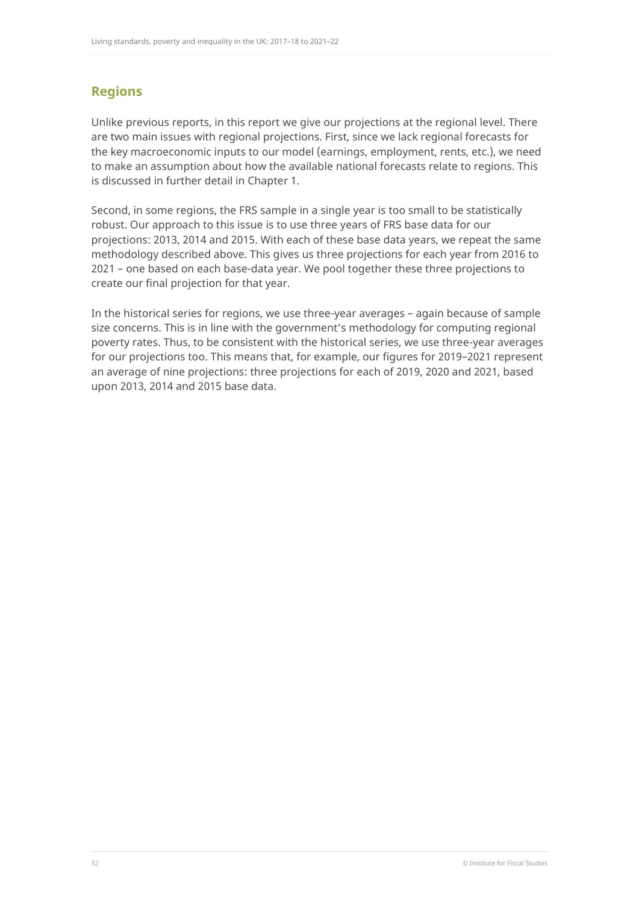## Regions

Unlike previous reports, in this report we give our projections at the regional level. There are two main issues with regional projections. First, since we lack regional forecasts for the key macroeconomic inputs to our model (earnings, employment, rents, etc.), we need to make an assumption about how the available national forecasts relate to regions. This is discussed in further detail in Chapter 1.

Second, in some regions, the FRS sample in a single year is too small to be statistically robust. Our approach to this issue is to use three years of FRS base data for our projections: 2013, 2014 and 2015. With each of these base data years, we repeat the same methodology described above. This gives us three projections for each year from 2016 to 2021 – one based on each base-data year. We pool together these three projections to create our final projection for that year.

In the historical series for regions, we use three-year averages – again because of sample size concerns. This is in line with the government's methodology for computing regional poverty rates. Thus, to be consistent with the historical series, we use three-year averages for our projections too. This means that, for example, our figures for 2019–2021 represent an average of nine projections: three projections for each of 2019, 2020 and 2021, based upon 2013, 2014 and 2015 base data.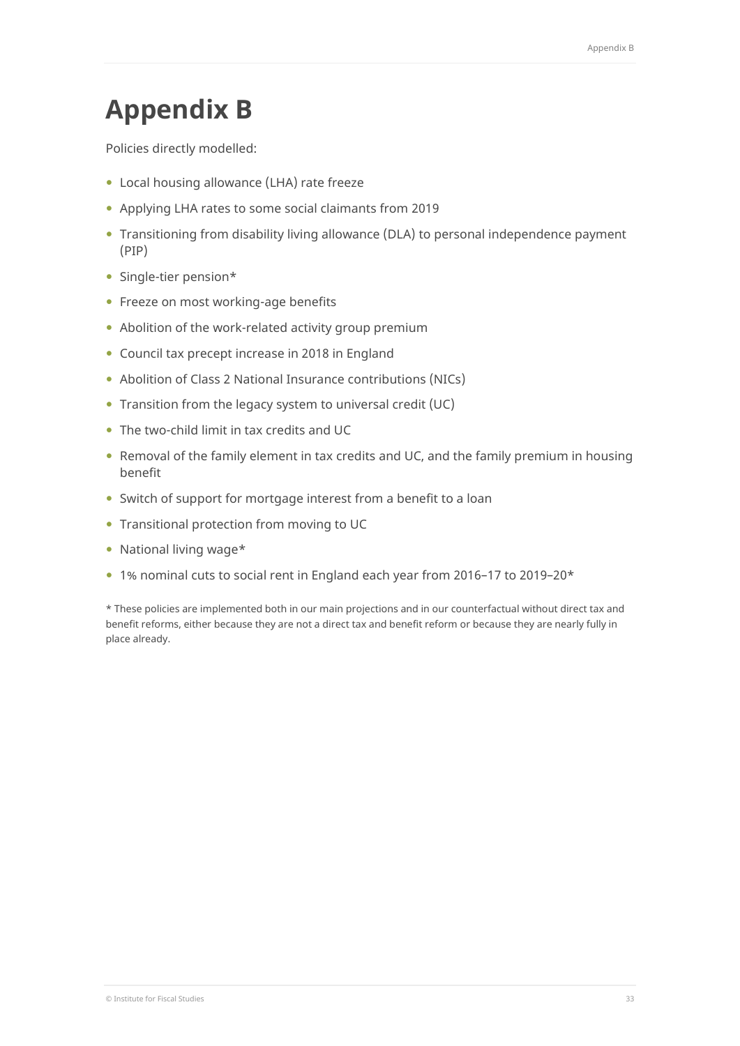# Appendix B

Policies directly modelled:

- Local housing allowance (LHA) rate freeze
- Applying LHA rates to some social claimants from 2019
- Transitioning from disability living allowance (DLA) to personal independence payment (PIP)
- Single-tier pension*
- Freeze on most working-age benefits
- Abolition of the work-related activity group premium
- Council tax precept increase in 2018 in England
- Abolition of Class 2 National Insurance contributions (NICs)
- Transition from the legacy system to universal credit (UC)
- The two-child limit in tax credits and UC
- Removal of the family element in tax credits and UC, and the family premium in housing benefit
- Switch of support for mortgage interest from a benefit to a loan
- Transitional protection from moving to UC
- National living wage*
- 1% nominal cuts to social rent in England each year from 2016–17 to 2019–20*

* These policies are implemented both in our main projections and in our counterfactual without direct tax and benefit reforms, either because they are not a direct tax and benefit reform or because they are nearly fully in place already.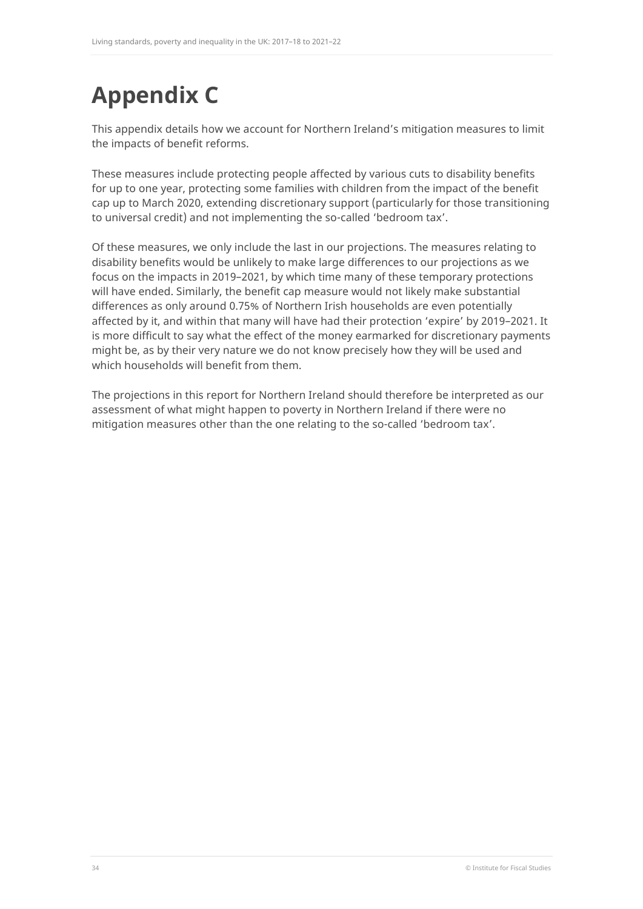# Appendix C

This appendix details how we account for Northern Ireland's mitigation measures to limit the impacts of benefit reforms.

These measures include protecting people affected by various cuts to disability benefits for up to one year, protecting some families with children from the impact of the benefit cap up to March 2020, extending discretionary support (particularly for those transitioning to universal credit) and not implementing the so-called 'bedroom tax'.

Of these measures, we only include the last in our projections. The measures relating to disability benefits would be unlikely to make large differences to our projections as we focus on the impacts in 2019–2021, by which time many of these temporary protections will have ended. Similarly, the benefit cap measure would not likely make substantial differences as only around 0.75% of Northern Irish households are even potentially affected by it, and within that many will have had their protection 'expire' by 2019–2021. It is more difficult to say what the effect of the money earmarked for discretionary payments might be, as by their very nature we do not know precisely how they will be used and which households will benefit from them.

The projections in this report for Northern Ireland should therefore be interpreted as our assessment of what might happen to poverty in Northern Ireland if there were no mitigation measures other than the one relating to the so-called 'bedroom tax'.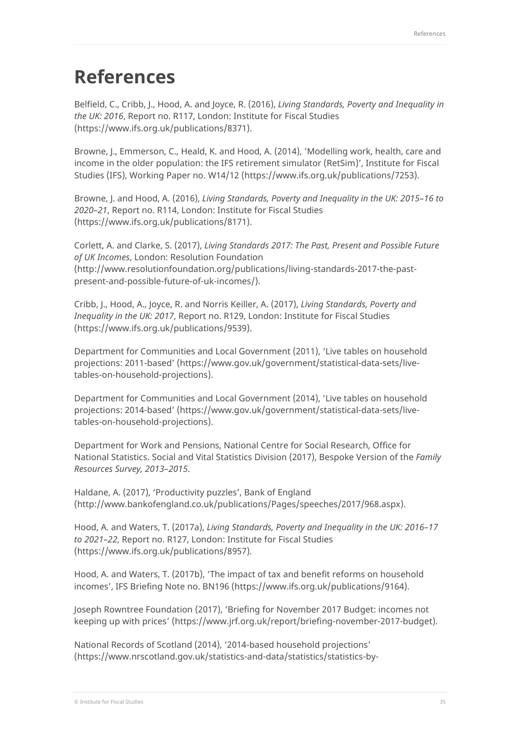# References

Belfield, C., Cribb, J., Hood, A. and Joyce, R. (2016), *Living Standards, Poverty and Inequality in the UK: 2016*, Report no. R117, London: Institute for Fiscal Studies (https://www.ifs.org.uk/publications/8371).

Browne, J., Emmerson, C., Heald, K. and Hood, A. (2014), 'Modelling work, health, care and income in the older population: the IFS retirement simulator (RetSim)', Institute for Fiscal Studies (IFS), Working Paper no. W14/12 (https://www.ifs.org.uk/publications/7253).

Browne, J. and Hood, A. (2016), *Living Standards, Poverty and Inequality in the UK: 2015–16 to 2020–21*, Report no. R114, London: Institute for Fiscal Studies (https://www.ifs.org.uk/publications/8171).

Corlett, A. and Clarke, S. (2017), *Living Standards 2017: The Past, Present and Possible Future of UK Incomes*, London: Resolution Foundation (http://www.resolutionfoundation.org/publications/living-standards-2017-the-past-present-and-possible-future-of-uk-incomes/).

Cribb, J., Hood, A., Joyce, R. and Norris Keiller, A. (2017), *Living Standards, Poverty and Inequality in the UK: 2017*, Report no. R129, London: Institute for Fiscal Studies (https://www.ifs.org.uk/publications/9539).

Department for Communities and Local Government (2011), 'Live tables on household projections: 2011-based' (https://www.gov.uk/government/statistical-data-sets/live-tables-on-household-projections).

Department for Communities and Local Government (2014), 'Live tables on household projections: 2014-based' (https://www.gov.uk/government/statistical-data-sets/live-tables-on-household-projections).

Department for Work and Pensions, National Centre for Social Research, Office for National Statistics. Social and Vital Statistics Division (2017), Bespoke Version of the *Family Resources Survey, 2013–2015*.

Haldane, A. (2017), 'Productivity puzzles', Bank of England (http://www.bankofengland.co.uk/publications/Pages/speeches/2017/968.aspx).

Hood, A. and Waters, T. (2017a), *Living Standards, Poverty and Inequality in the UK: 2016–17 to 2021–22*, Report no. R127, London: Institute for Fiscal Studies (https://www.ifs.org.uk/publications/8957).

Hood, A. and Waters, T. (2017b), 'The impact of tax and benefit reforms on household incomes', IFS Briefing Note no. BN196 (https://www.ifs.org.uk/publications/9164).

Joseph Rowntree Foundation (2017), 'Briefing for November 2017 Budget: incomes not keeping up with prices' (https://www.jrf.org.uk/report/briefing-november-2017-budget).

National Records of Scotland (2014), '2014-based household projections' (https://www.nrscotland.gov.uk/statistics-and-data/statistics/statistics-by-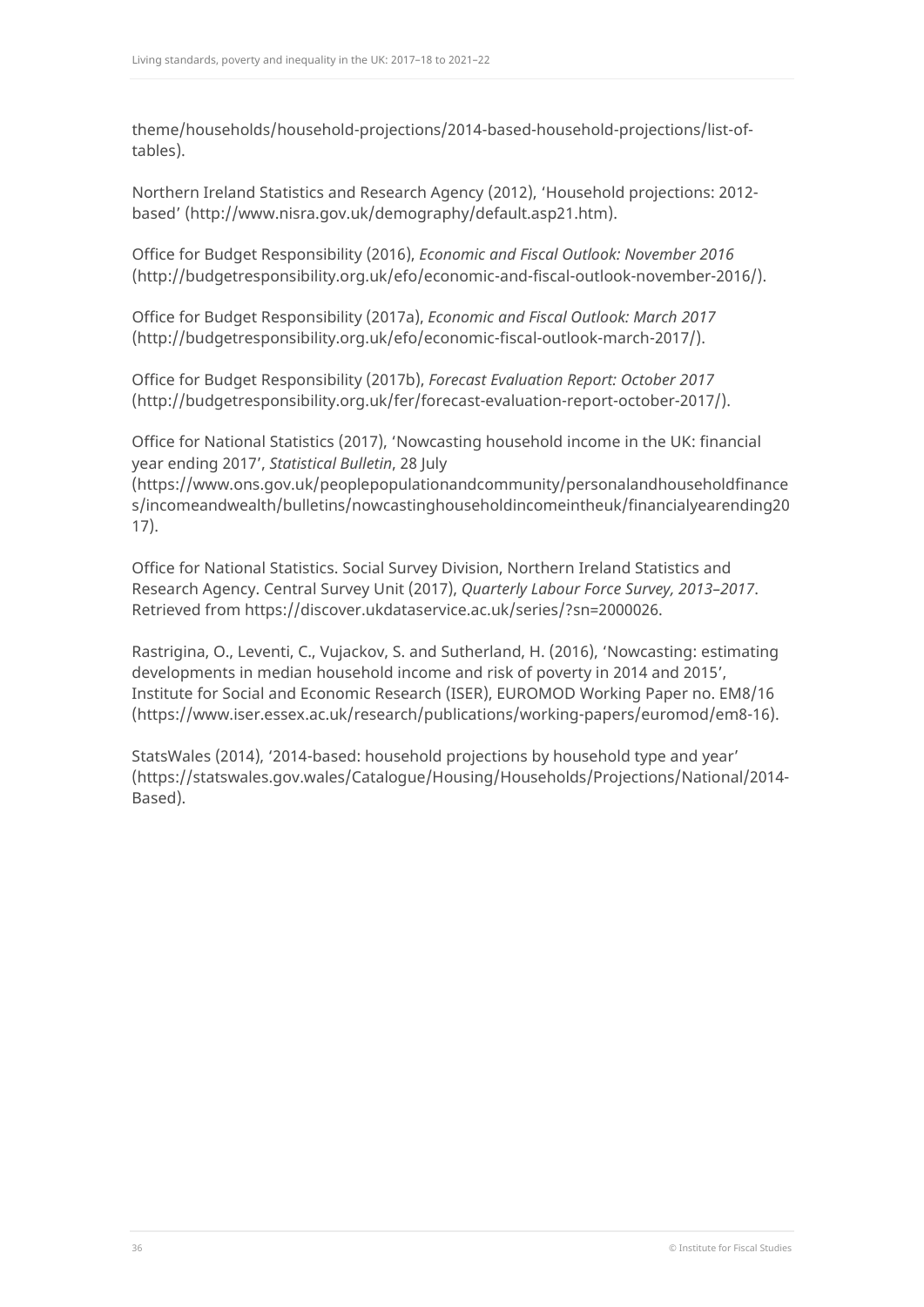theme/households/household-projections/2014-based-household-projections/list-of-tables).

Northern Ireland Statistics and Research Agency (2012), 'Household projections: 2012-based' (http://www.nisra.gov.uk/demography/default.asp21.htm).

Office for Budget Responsibility (2016), *Economic and Fiscal Outlook: November 2016* (http://budgetresponsibility.org.uk/efo/economic-and-fiscal-outlook-november-2016/).

Office for Budget Responsibility (2017a), *Economic and Fiscal Outlook: March 2017* (http://budgetresponsibility.org.uk/efo/economic-fiscal-outlook-march-2017/).

Office for Budget Responsibility (2017b), *Forecast Evaluation Report: October 2017* (http://budgetresponsibility.org.uk/fer/forecast-evaluation-report-october-2017/).

Office for National Statistics (2017), 'Nowcasting household income in the UK: financial year ending 2017', *Statistical Bulletin*, 28 July (https://www.ons.gov.uk/peoplepopulationandcommunity/personalandhouseholdfinances/incomeandwealth/bulletins/nowcastinghouseholdincomeintheuk/financialyearending2017).

Office for National Statistics. Social Survey Division, Northern Ireland Statistics and Research Agency. Central Survey Unit (2017), *Quarterly Labour Force Survey, 2013–2017*. Retrieved from https://discover.ukdataservice.ac.uk/series/?sn=2000026.

Rastrigina, O., Leventi, C., Vujackov, S. and Sutherland, H. (2016), 'Nowcasting: estimating developments in median household income and risk of poverty in 2014 and 2015', Institute for Social and Economic Research (ISER), EUROMOD Working Paper no. EM8/16 (https://www.iser.essex.ac.uk/research/publications/working-papers/euromod/em8-16).

StatsWales (2014), '2014-based: household projections by household type and year' (https://statswales.gov.wales/Catalogue/Housing/Households/Projections/National/2014-Based).